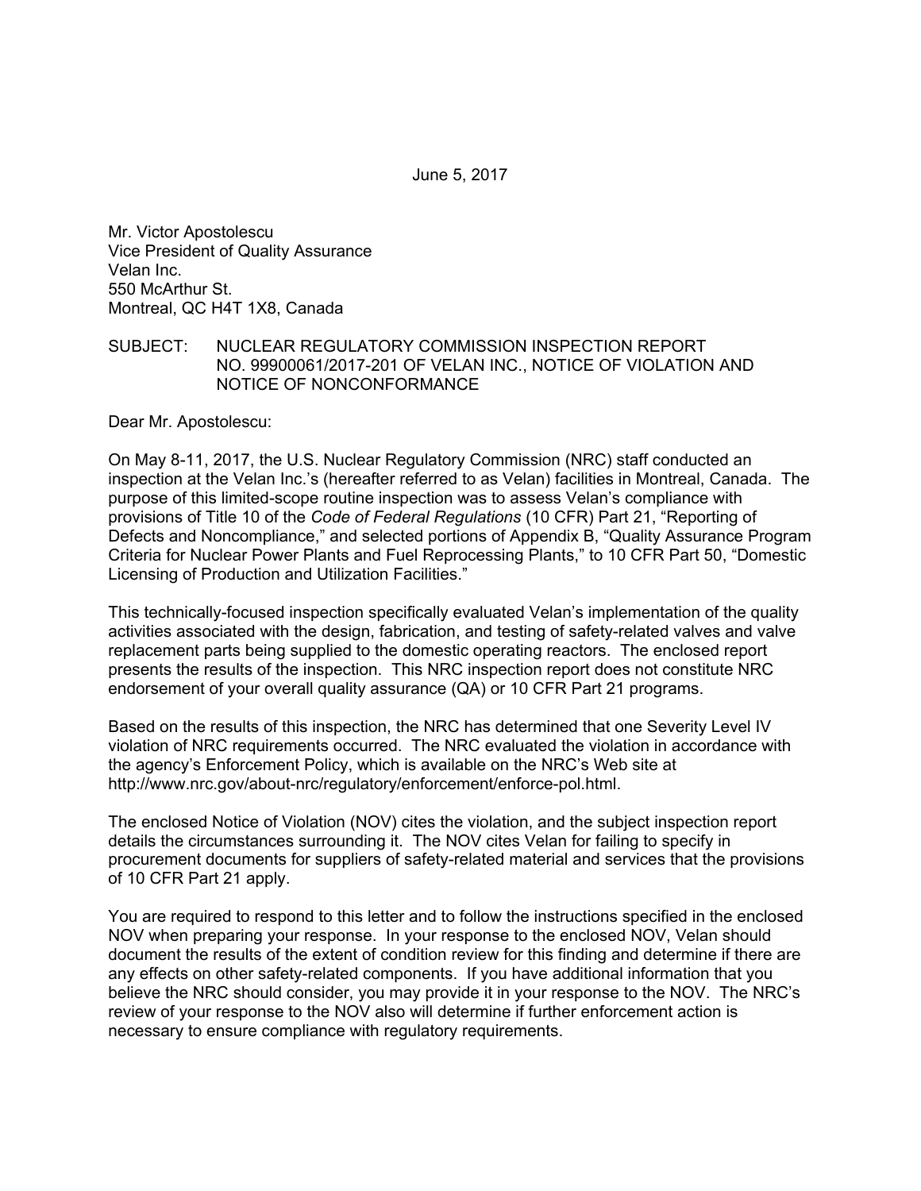June 5, 2017

Mr. Victor Apostolescu
Vice President of Quality Assurance
Velan Inc.
550 McArthur St.
Montreal, QC H4T 1X8, Canada

SUBJECT: NUCLEAR REGULATORY COMMISSION INSPECTION REPORT NO. 99900061/2017-201 OF VELAN INC., NOTICE OF VIOLATION AND NOTICE OF NONCONFORMANCE

Dear Mr. Apostolescu:

On May 8-11, 2017, the U.S. Nuclear Regulatory Commission (NRC) staff conducted an inspection at the Velan Inc.'s (hereafter referred to as Velan) facilities in Montreal, Canada. The purpose of this limited-scope routine inspection was to assess Velan's compliance with provisions of Title 10 of the *Code of Federal Regulations* (10 CFR) Part 21, "Reporting of Defects and Noncompliance," and selected portions of Appendix B, "Quality Assurance Program Criteria for Nuclear Power Plants and Fuel Reprocessing Plants," to 10 CFR Part 50, "Domestic Licensing of Production and Utilization Facilities."

This technically-focused inspection specifically evaluated Velan's implementation of the quality activities associated with the design, fabrication, and testing of safety-related valves and valve replacement parts being supplied to the domestic operating reactors. The enclosed report presents the results of the inspection. This NRC inspection report does not constitute NRC endorsement of your overall quality assurance (QA) or 10 CFR Part 21 programs.

Based on the results of this inspection, the NRC has determined that one Severity Level IV violation of NRC requirements occurred. The NRC evaluated the violation in accordance with the agency's Enforcement Policy, which is available on the NRC's Web site at http://www.nrc.gov/about-nrc/regulatory/enforcement/enforce-pol.html.

The enclosed Notice of Violation (NOV) cites the violation, and the subject inspection report details the circumstances surrounding it. The NOV cites Velan for failing to specify in procurement documents for suppliers of safety-related material and services that the provisions of 10 CFR Part 21 apply.

You are required to respond to this letter and to follow the instructions specified in the enclosed NOV when preparing your response. In your response to the enclosed NOV, Velan should document the results of the extent of condition review for this finding and determine if there are any effects on other safety-related components. If you have additional information that you believe the NRC should consider, you may provide it in your response to the NOV. The NRC's review of your response to the NOV also will determine if further enforcement action is necessary to ensure compliance with regulatory requirements.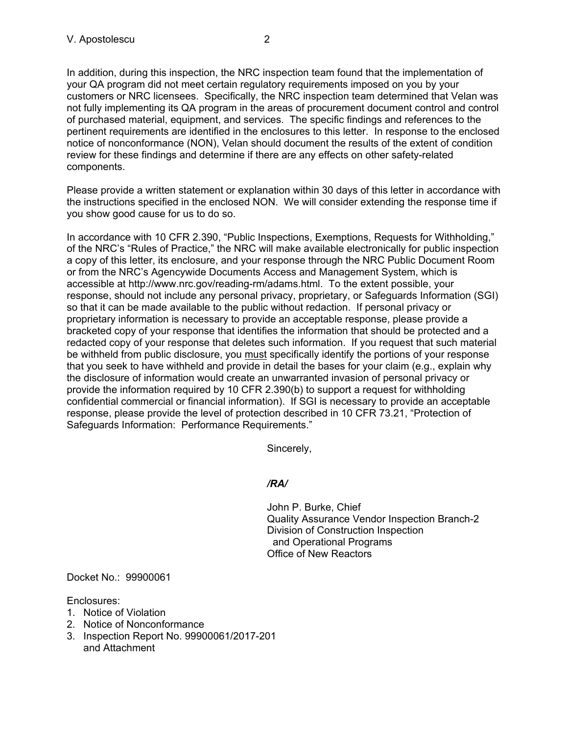In addition, during this inspection, the NRC inspection team found that the implementation of your QA program did not meet certain regulatory requirements imposed on you by your customers or NRC licensees. Specifically, the NRC inspection team determined that Velan was not fully implementing its QA program in the areas of procurement document control and control of purchased material, equipment, and services. The specific findings and references to the pertinent requirements are identified in the enclosures to this letter. In response to the enclosed notice of nonconformance (NON), Velan should document the results of the extent of condition review for these findings and determine if there are any effects on other safety-related components.

Please provide a written statement or explanation within 30 days of this letter in accordance with the instructions specified in the enclosed NON. We will consider extending the response time if you show good cause for us to do so.

In accordance with 10 CFR 2.390, "Public Inspections, Exemptions, Requests for Withholding," of the NRC's "Rules of Practice," the NRC will make available electronically for public inspection a copy of this letter, its enclosure, and your response through the NRC Public Document Room or from the NRC's Agencywide Documents Access and Management System, which is accessible at http://www.nrc.gov/reading-rm/adams.html. To the extent possible, your response, should not include any personal privacy, proprietary, or Safeguards Information (SGI) so that it can be made available to the public without redaction. If personal privacy or proprietary information is necessary to provide an acceptable response, please provide a bracketed copy of your response that identifies the information that should be protected and a redacted copy of your response that deletes such information. If you request that such material be withheld from public disclosure, you <u>must</u> specifically identify the portions of your response that you seek to have withheld and provide in detail the bases for your claim (e.g., explain why the disclosure of information would create an unwarranted invasion of personal privacy or provide the information required by 10 CFR 2.390(b) to support a request for withholding confidential commercial or financial information). If SGI is necessary to provide an acceptable response, please provide the level of protection described in 10 CFR 73.21, "Protection of Safeguards Information: Performance Requirements."

Sincerely,

***/RA/***

John P. Burke, Chief
Quality Assurance Vendor Inspection Branch-2
Division of Construction Inspection
and Operational Programs
Office of New Reactors

Docket No.: 99900061

Enclosures:

1. Notice of Violation
2. Notice of Nonconformance
3. Inspection Report No. 99900061/2017-201 and Attachment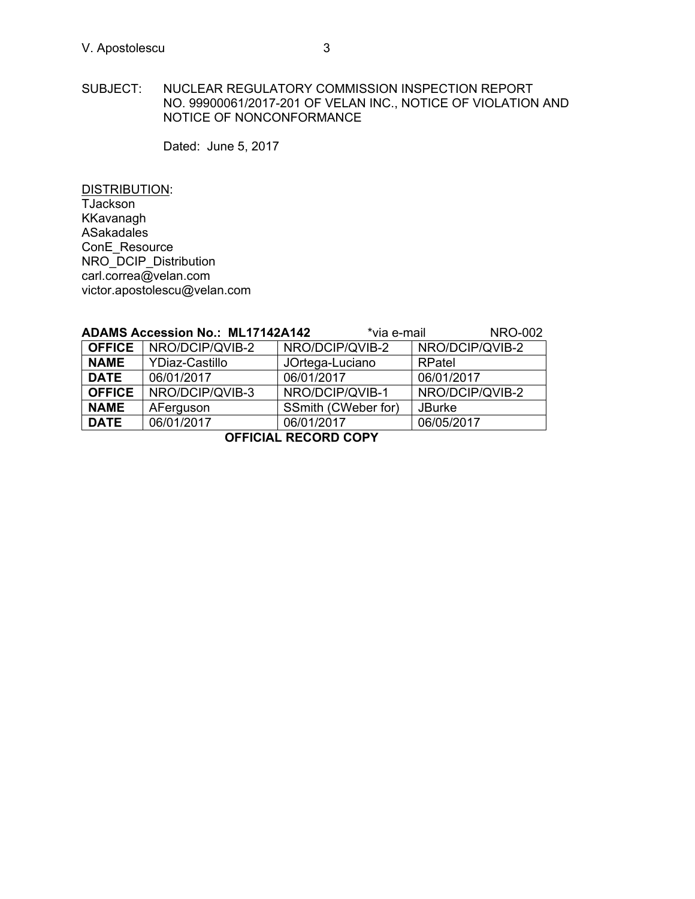SUBJECT: NUCLEAR REGULATORY COMMISSION INSPECTION REPORT NO. 99900061/2017-201 OF VELAN INC., NOTICE OF VIOLATION AND NOTICE OF NONCONFORMANCE

Dated: June 5, 2017

DISTRIBUTION:
TJackson
KKavanagh
ASakadales
ConE_Resource
NRO_DCIP_Distribution
carl.correa@velan.com
victor.apostolescu@velan.com

**ADAMS Accession No.: ML17142A142** *via e-mail NRO-002

| **OFFICE** | NRO/DCIP/QVIB-2 | NRO/DCIP/QVIB-2 | NRO/DCIP/QVIB-2 |
|---|---|---|---|
| **NAME** | YDiaz-Castillo | JOrtega-Luciano | RPatel |
| **DATE** | 06/01/2017 | 06/01/2017 | 06/01/2017 |
| **OFFICE** | NRO/DCIP/QVIB-3 | NRO/DCIP/QVIB-1 | NRO/DCIP/QVIB-2 |
| **NAME** | AFerguson | SSmith (CWeber for) | JBurke |
| **DATE** | 06/01/2017 | 06/01/2017 | 06/05/2017 |

**OFFICIAL RECORD COPY**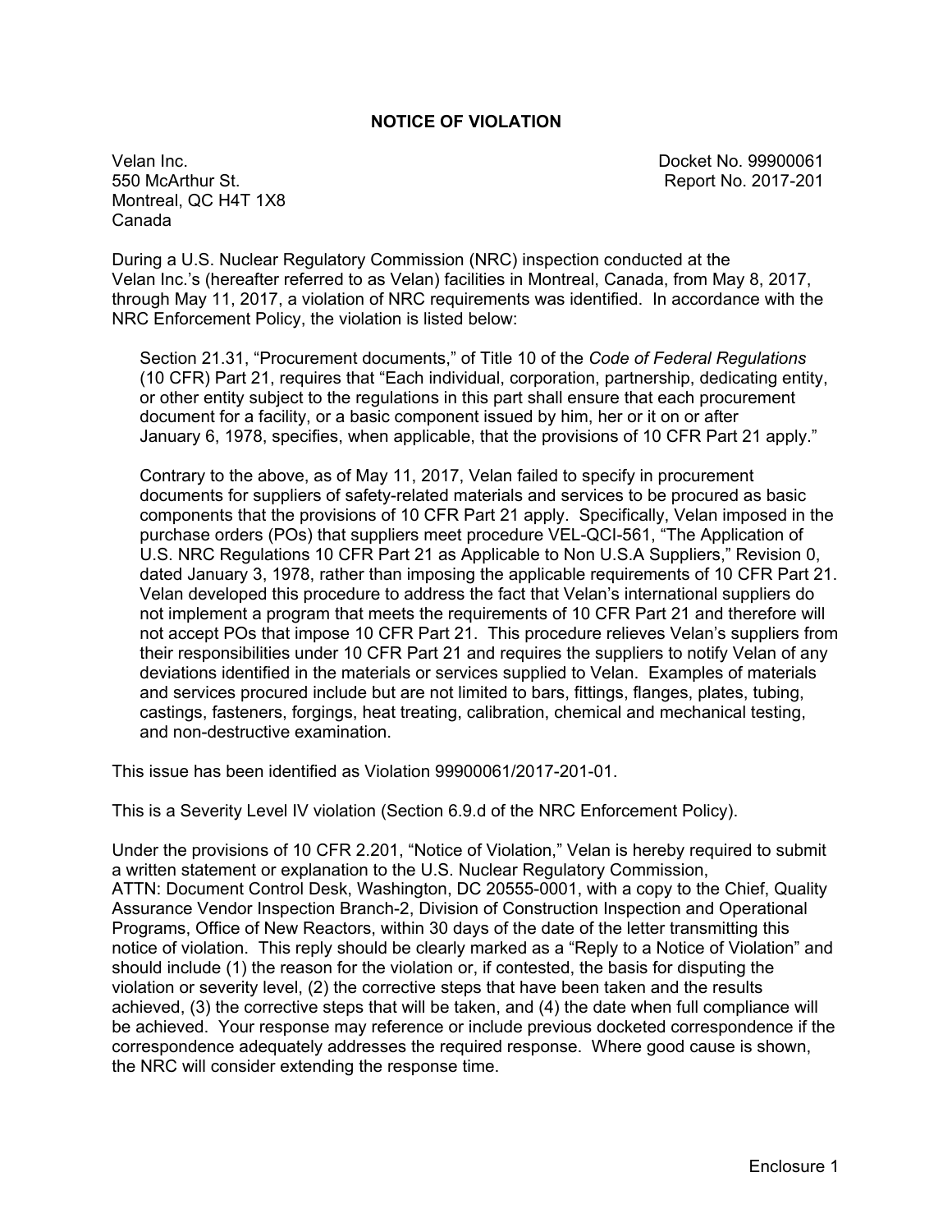# NOTICE OF VIOLATION

Velan Inc.
550 McArthur St.
Montreal, QC H4T 1X8
Canada

Docket No. 99900061
Report No. 2017-201

During a U.S. Nuclear Regulatory Commission (NRC) inspection conducted at the Velan Inc.'s (hereafter referred to as Velan) facilities in Montreal, Canada, from May 8, 2017, through May 11, 2017, a violation of NRC requirements was identified. In accordance with the NRC Enforcement Policy, the violation is listed below:

> Section 21.31, "Procurement documents," of Title 10 of the *Code of Federal Regulations* (10 CFR) Part 21, requires that "Each individual, corporation, partnership, dedicating entity, or other entity subject to the regulations in this part shall ensure that each procurement document for a facility, or a basic component issued by him, her or it on or after January 6, 1978, specifies, when applicable, that the provisions of 10 CFR Part 21 apply."
>
> Contrary to the above, as of May 11, 2017, Velan failed to specify in procurement documents for suppliers of safety-related materials and services to be procured as basic components that the provisions of 10 CFR Part 21 apply. Specifically, Velan imposed in the purchase orders (POs) that suppliers meet procedure VEL-QCI-561, "The Application of U.S. NRC Regulations 10 CFR Part 21 as Applicable to Non U.S.A Suppliers," Revision 0, dated January 3, 1978, rather than imposing the applicable requirements of 10 CFR Part 21. Velan developed this procedure to address the fact that Velan's international suppliers do not implement a program that meets the requirements of 10 CFR Part 21 and therefore will not accept POs that impose 10 CFR Part 21. This procedure relieves Velan's suppliers from their responsibilities under 10 CFR Part 21 and requires the suppliers to notify Velan of any deviations identified in the materials or services supplied to Velan. Examples of materials and services procured include but are not limited to bars, fittings, flanges, plates, tubing, castings, fasteners, forgings, heat treating, calibration, chemical and mechanical testing, and non-destructive examination.

This issue has been identified as Violation 99900061/2017-201-01.

This is a Severity Level IV violation (Section 6.9.d of the NRC Enforcement Policy).

Under the provisions of 10 CFR 2.201, "Notice of Violation," Velan is hereby required to submit a written statement or explanation to the U.S. Nuclear Regulatory Commission, ATTN: Document Control Desk, Washington, DC 20555-0001, with a copy to the Chief, Quality Assurance Vendor Inspection Branch-2, Division of Construction Inspection and Operational Programs, Office of New Reactors, within 30 days of the date of the letter transmitting this notice of violation. This reply should be clearly marked as a "Reply to a Notice of Violation" and should include (1) the reason for the violation or, if contested, the basis for disputing the violation or severity level, (2) the corrective steps that have been taken and the results achieved, (3) the corrective steps that will be taken, and (4) the date when full compliance will be achieved. Your response may reference or include previous docketed correspondence if the correspondence adequately addresses the required response. Where good cause is shown, the NRC will consider extending the response time.

Enclosure 1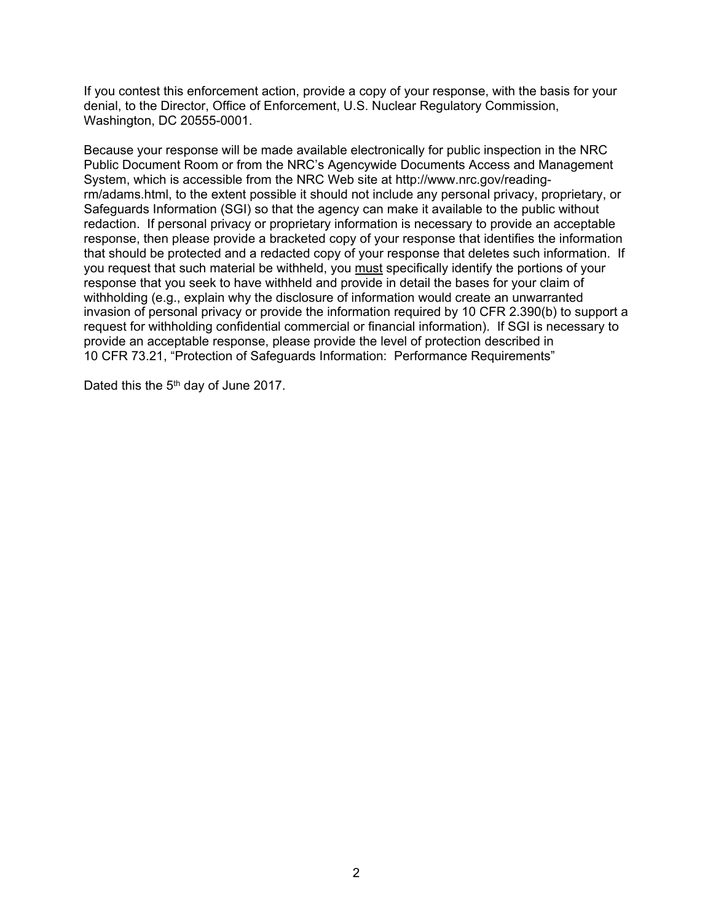If you contest this enforcement action, provide a copy of your response, with the basis for your denial, to the Director, Office of Enforcement, U.S. Nuclear Regulatory Commission, Washington, DC 20555-0001.

Because your response will be made available electronically for public inspection in the NRC Public Document Room or from the NRC's Agencywide Documents Access and Management System, which is accessible from the NRC Web site at http://www.nrc.gov/reading-rm/adams.html, to the extent possible it should not include any personal privacy, proprietary, or Safeguards Information (SGI) so that the agency can make it available to the public without redaction. If personal privacy or proprietary information is necessary to provide an acceptable response, then please provide a bracketed copy of your response that identifies the information that should be protected and a redacted copy of your response that deletes such information. If you request that such material be withheld, you <u>must</u> specifically identify the portions of your response that you seek to have withheld and provide in detail the bases for your claim of withholding (e.g., explain why the disclosure of information would create an unwarranted invasion of personal privacy or provide the information required by 10 CFR 2.390(b) to support a request for withholding confidential commercial or financial information). If SGI is necessary to provide an acceptable response, please provide the level of protection described in 10 CFR 73.21, "Protection of Safeguards Information: Performance Requirements"

Dated this the 5th day of June 2017.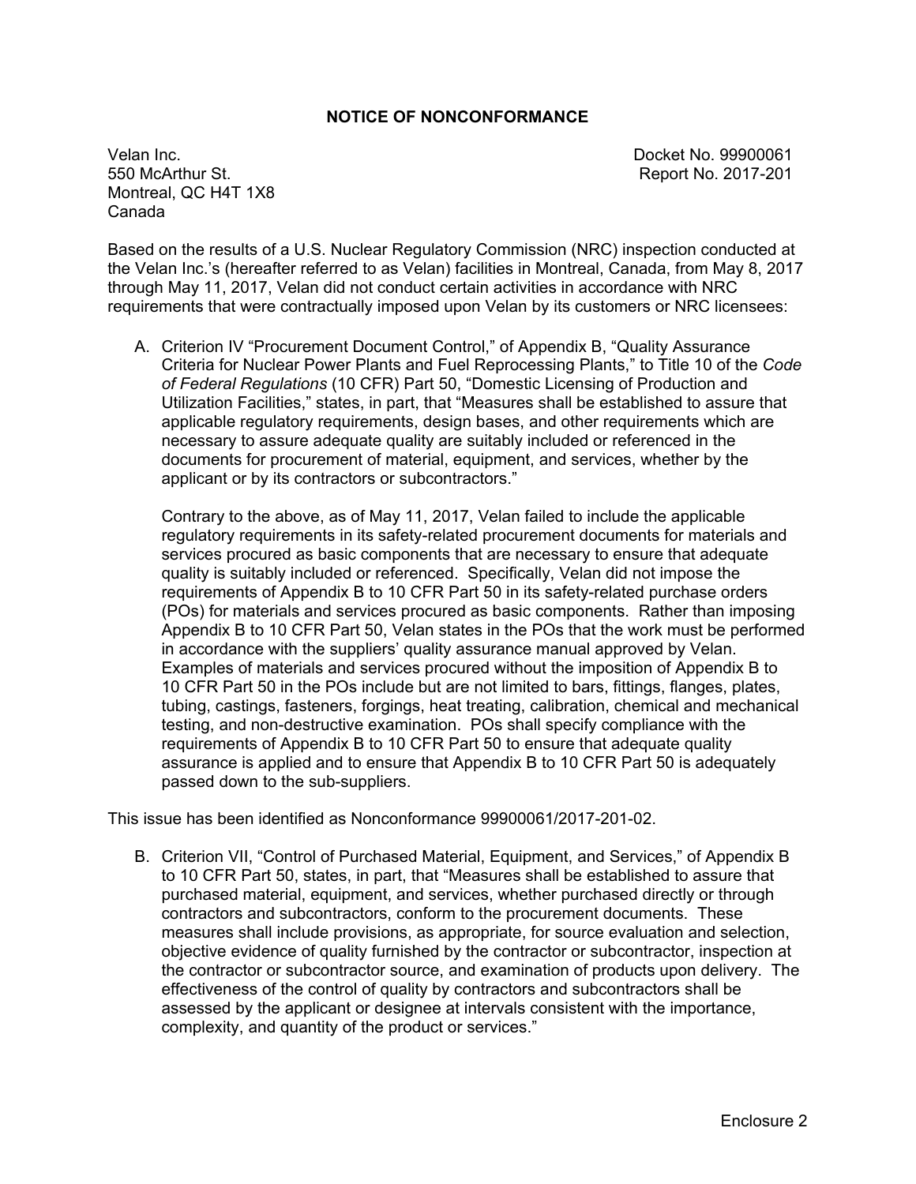## NOTICE OF NONCONFORMANCE

Velan Inc.
550 McArthur St.
Montreal, QC H4T 1X8
Canada

Docket No. 99900061
Report No. 2017-201

Based on the results of a U.S. Nuclear Regulatory Commission (NRC) inspection conducted at the Velan Inc.'s (hereafter referred to as Velan) facilities in Montreal, Canada, from May 8, 2017 through May 11, 2017, Velan did not conduct certain activities in accordance with NRC requirements that were contractually imposed upon Velan by its customers or NRC licensees:

A. Criterion IV "Procurement Document Control," of Appendix B, "Quality Assurance Criteria for Nuclear Power Plants and Fuel Reprocessing Plants," to Title 10 of the *Code of Federal Regulations* (10 CFR) Part 50, "Domestic Licensing of Production and Utilization Facilities," states, in part, that "Measures shall be established to assure that applicable regulatory requirements, design bases, and other requirements which are necessary to assure adequate quality are suitably included or referenced in the documents for procurement of material, equipment, and services, whether by the applicant or by its contractors or subcontractors."

   Contrary to the above, as of May 11, 2017, Velan failed to include the applicable regulatory requirements in its safety-related procurement documents for materials and services procured as basic components that are necessary to ensure that adequate quality is suitably included or referenced. Specifically, Velan did not impose the requirements of Appendix B to 10 CFR Part 50 in its safety-related purchase orders (POs) for materials and services procured as basic components. Rather than imposing Appendix B to 10 CFR Part 50, Velan states in the POs that the work must be performed in accordance with the suppliers' quality assurance manual approved by Velan. Examples of materials and services procured without the imposition of Appendix B to 10 CFR Part 50 in the POs include but are not limited to bars, fittings, flanges, plates, tubing, castings, fasteners, forgings, heat treating, calibration, chemical and mechanical testing, and non-destructive examination. POs shall specify compliance with the requirements of Appendix B to 10 CFR Part 50 to ensure that adequate quality assurance is applied and to ensure that Appendix B to 10 CFR Part 50 is adequately passed down to the sub-suppliers.

This issue has been identified as Nonconformance 99900061/2017-201-02.

B. Criterion VII, "Control of Purchased Material, Equipment, and Services," of Appendix B to 10 CFR Part 50, states, in part, that "Measures shall be established to assure that purchased material, equipment, and services, whether purchased directly or through contractors and subcontractors, conform to the procurement documents. These measures shall include provisions, as appropriate, for source evaluation and selection, objective evidence of quality furnished by the contractor or subcontractor, inspection at the contractor or subcontractor source, and examination of products upon delivery. The effectiveness of the control of quality by contractors and subcontractors shall be assessed by the applicant or designee at intervals consistent with the importance, complexity, and quantity of the product or services."

Enclosure 2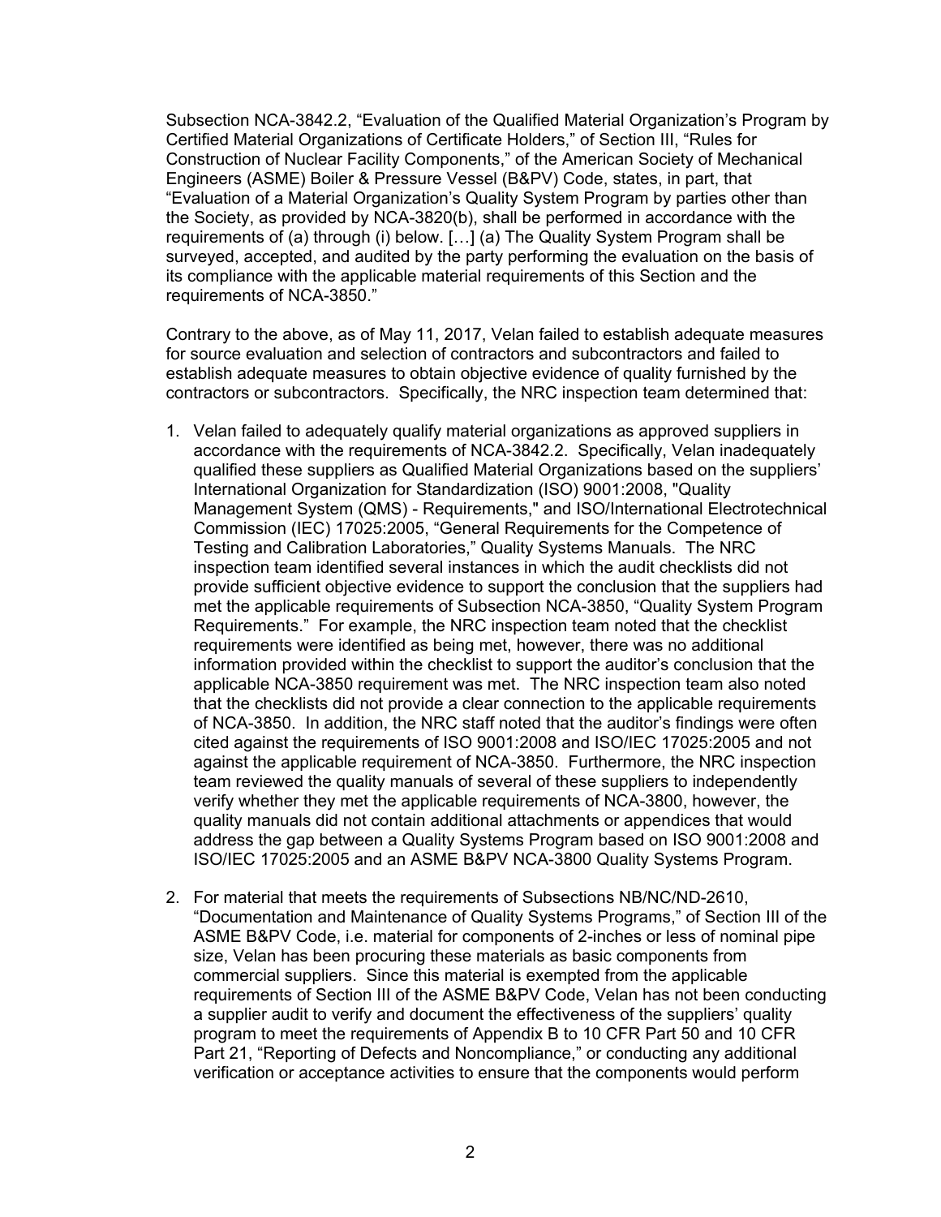Subsection NCA-3842.2, "Evaluation of the Qualified Material Organization's Program by Certified Material Organizations of Certificate Holders," of Section III, "Rules for Construction of Nuclear Facility Components," of the American Society of Mechanical Engineers (ASME) Boiler & Pressure Vessel (B&PV) Code, states, in part, that "Evaluation of a Material Organization's Quality System Program by parties other than the Society, as provided by NCA-3820(b), shall be performed in accordance with the requirements of (a) through (i) below. […] (a) The Quality System Program shall be surveyed, accepted, and audited by the party performing the evaluation on the basis of its compliance with the applicable material requirements of this Section and the requirements of NCA-3850."

Contrary to the above, as of May 11, 2017, Velan failed to establish adequate measures for source evaluation and selection of contractors and subcontractors and failed to establish adequate measures to obtain objective evidence of quality furnished by the contractors or subcontractors. Specifically, the NRC inspection team determined that:

1. Velan failed to adequately qualify material organizations as approved suppliers in accordance with the requirements of NCA-3842.2. Specifically, Velan inadequately qualified these suppliers as Qualified Material Organizations based on the suppliers' International Organization for Standardization (ISO) 9001:2008, "Quality Management System (QMS) - Requirements," and ISO/International Electrotechnical Commission (IEC) 17025:2005, "General Requirements for the Competence of Testing and Calibration Laboratories," Quality Systems Manuals. The NRC inspection team identified several instances in which the audit checklists did not provide sufficient objective evidence to support the conclusion that the suppliers had met the applicable requirements of Subsection NCA-3850, "Quality System Program Requirements." For example, the NRC inspection team noted that the checklist requirements were identified as being met, however, there was no additional information provided within the checklist to support the auditor's conclusion that the applicable NCA-3850 requirement was met. The NRC inspection team also noted that the checklists did not provide a clear connection to the applicable requirements of NCA-3850. In addition, the NRC staff noted that the auditor's findings were often cited against the requirements of ISO 9001:2008 and ISO/IEC 17025:2005 and not against the applicable requirement of NCA-3850. Furthermore, the NRC inspection team reviewed the quality manuals of several of these suppliers to independently verify whether they met the applicable requirements of NCA-3800, however, the quality manuals did not contain additional attachments or appendices that would address the gap between a Quality Systems Program based on ISO 9001:2008 and ISO/IEC 17025:2005 and an ASME B&PV NCA-3800 Quality Systems Program.

2. For material that meets the requirements of Subsections NB/NC/ND-2610, "Documentation and Maintenance of Quality Systems Programs," of Section III of the ASME B&PV Code, i.e. material for components of 2-inches or less of nominal pipe size, Velan has been procuring these materials as basic components from commercial suppliers. Since this material is exempted from the applicable requirements of Section III of the ASME B&PV Code, Velan has not been conducting a supplier audit to verify and document the effectiveness of the suppliers' quality program to meet the requirements of Appendix B to 10 CFR Part 50 and 10 CFR Part 21, "Reporting of Defects and Noncompliance," or conducting any additional verification or acceptance activities to ensure that the components would perform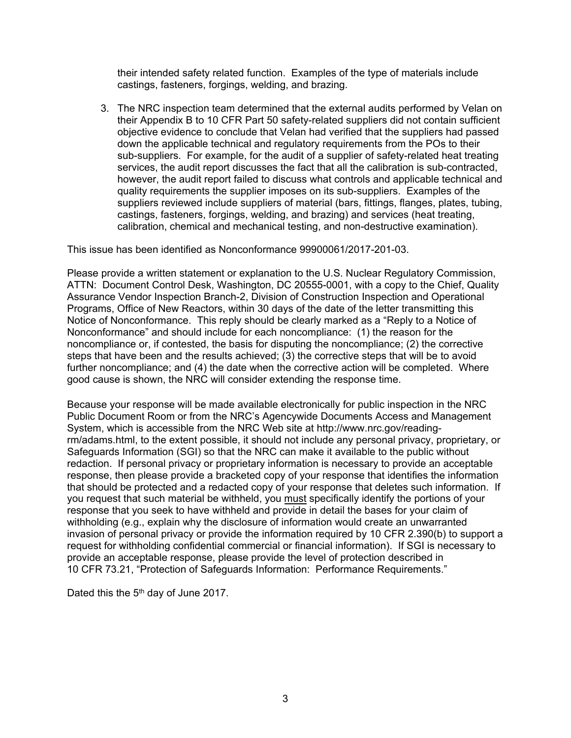their intended safety related function. Examples of the type of materials include castings, fasteners, forgings, welding, and brazing.

3. The NRC inspection team determined that the external audits performed by Velan on their Appendix B to 10 CFR Part 50 safety-related suppliers did not contain sufficient objective evidence to conclude that Velan had verified that the suppliers had passed down the applicable technical and regulatory requirements from the POs to their sub-suppliers. For example, for the audit of a supplier of safety-related heat treating services, the audit report discusses the fact that all the calibration is sub-contracted, however, the audit report failed to discuss what controls and applicable technical and quality requirements the supplier imposes on its sub-suppliers. Examples of the suppliers reviewed include suppliers of material (bars, fittings, flanges, plates, tubing, castings, fasteners, forgings, welding, and brazing) and services (heat treating, calibration, chemical and mechanical testing, and non-destructive examination).

This issue has been identified as Nonconformance 99900061/2017-201-03.

Please provide a written statement or explanation to the U.S. Nuclear Regulatory Commission, ATTN: Document Control Desk, Washington, DC 20555-0001, with a copy to the Chief, Quality Assurance Vendor Inspection Branch-2, Division of Construction Inspection and Operational Programs, Office of New Reactors, within 30 days of the date of the letter transmitting this Notice of Nonconformance. This reply should be clearly marked as a "Reply to a Notice of Nonconformance" and should include for each noncompliance: (1) the reason for the noncompliance or, if contested, the basis for disputing the noncompliance; (2) the corrective steps that have been and the results achieved; (3) the corrective steps that will be to avoid further noncompliance; and (4) the date when the corrective action will be completed. Where good cause is shown, the NRC will consider extending the response time.

Because your response will be made available electronically for public inspection in the NRC Public Document Room or from the NRC's Agencywide Documents Access and Management System, which is accessible from the NRC Web site at http://www.nrc.gov/reading-rm/adams.html, to the extent possible, it should not include any personal privacy, proprietary, or Safeguards Information (SGI) so that the NRC can make it available to the public without redaction. If personal privacy or proprietary information is necessary to provide an acceptable response, then please provide a bracketed copy of your response that identifies the information that should be protected and a redacted copy of your response that deletes such information. If you request that such material be withheld, you must specifically identify the portions of your response that you seek to have withheld and provide in detail the bases for your claim of withholding (e.g., explain why the disclosure of information would create an unwarranted invasion of personal privacy or provide the information required by 10 CFR 2.390(b) to support a request for withholding confidential commercial or financial information). If SGI is necessary to provide an acceptable response, please provide the level of protection described in 10 CFR 73.21, "Protection of Safeguards Information: Performance Requirements."

Dated this the 5th day of June 2017.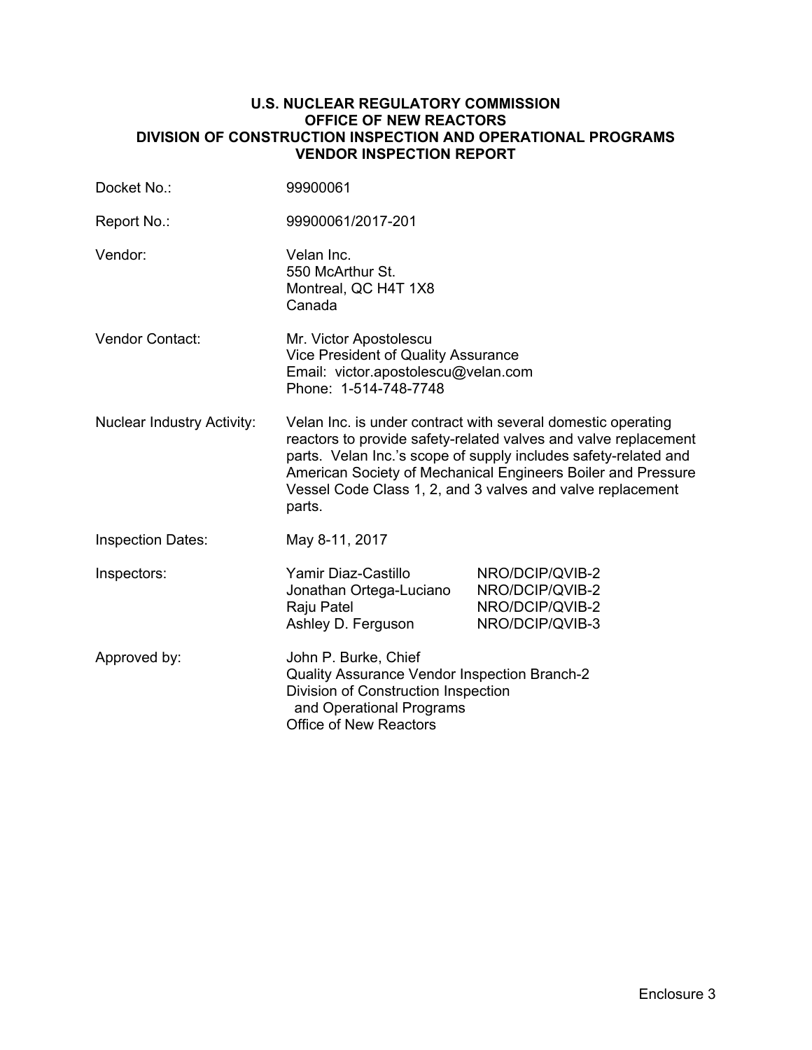# U.S. NUCLEAR REGULATORY COMMISSION
## OFFICE OF NEW REACTORS
## DIVISION OF CONSTRUCTION INSPECTION AND OPERATIONAL PROGRAMS
## VENDOR INSPECTION REPORT

| | |
|---|---|
| Docket No.: | 99900061 |
| Report No.: | 99900061/2017-201 |
| Vendor: | Velan Inc.<br>550 McArthur St.<br>Montreal, QC H4T 1X8<br>Canada |
| Vendor Contact: | Mr. Victor Apostolescu<br>Vice President of Quality Assurance<br>Email: victor.apostolescu@velan.com<br>Phone: 1-514-748-7748 |
| Nuclear Industry Activity: | Velan Inc. is under contract with several domestic operating reactors to provide safety-related valves and valve replacement parts. Velan Inc.'s scope of supply includes safety-related and American Society of Mechanical Engineers Boiler and Pressure Vessel Code Class 1, 2, and 3 valves and valve replacement parts. |
| Inspection Dates: | May 8-11, 2017 |
| Inspectors: | Yamir Diaz-Castillo NRO/DCIP/QVIB-2<br>Jonathan Ortega-Luciano NRO/DCIP/QVIB-2<br>Raju Patel NRO/DCIP/QVIB-2<br>Ashley D. Ferguson NRO/DCIP/QVIB-3 |
| Approved by: | John P. Burke, Chief<br>Quality Assurance Vendor Inspection Branch-2<br>Division of Construction Inspection and Operational Programs<br>Office of New Reactors |

Enclosure 3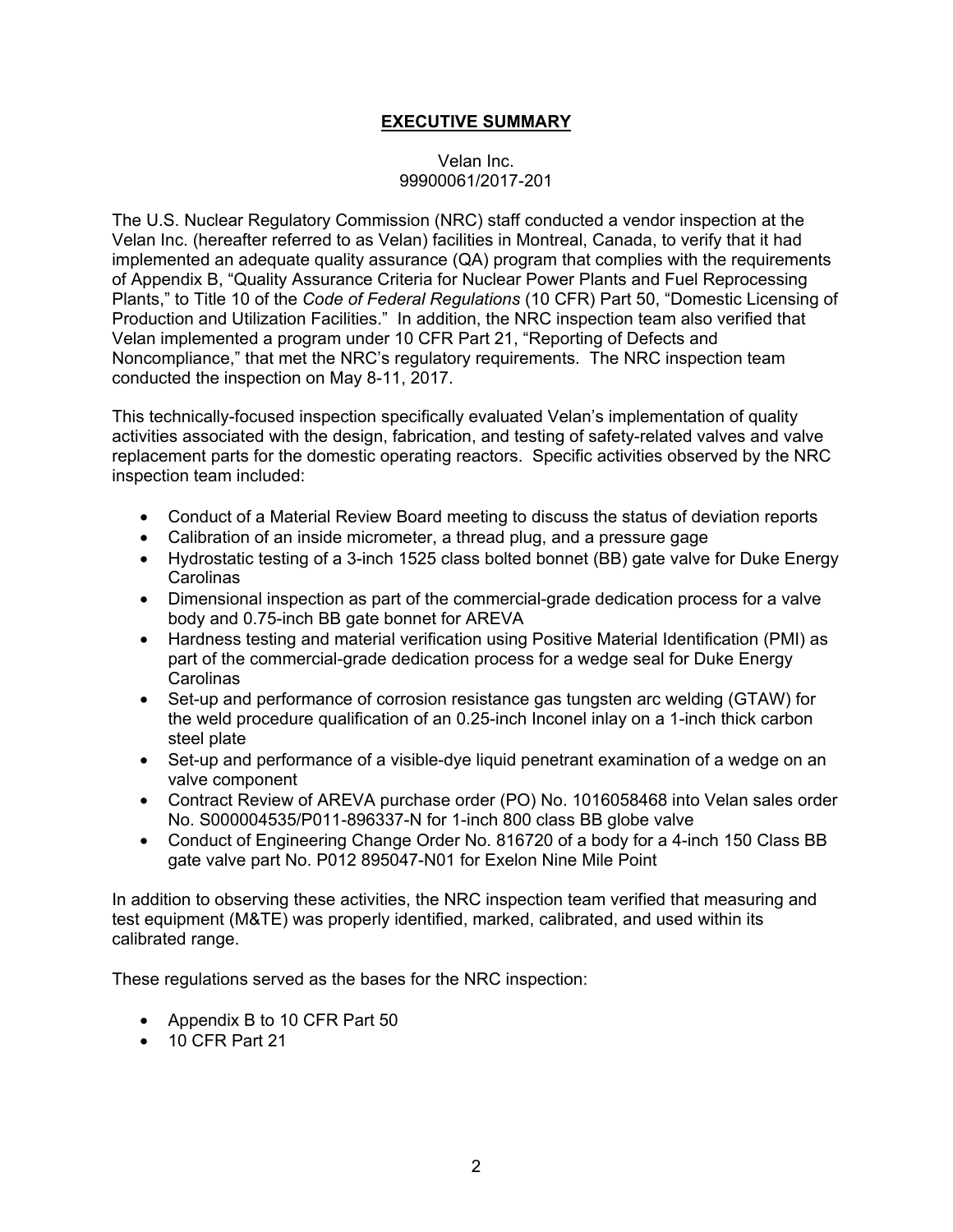## EXECUTIVE SUMMARY

Velan Inc.
99900061/2017-201

The U.S. Nuclear Regulatory Commission (NRC) staff conducted a vendor inspection at the Velan Inc. (hereafter referred to as Velan) facilities in Montreal, Canada, to verify that it had implemented an adequate quality assurance (QA) program that complies with the requirements of Appendix B, "Quality Assurance Criteria for Nuclear Power Plants and Fuel Reprocessing Plants," to Title 10 of the *Code of Federal Regulations* (10 CFR) Part 50, "Domestic Licensing of Production and Utilization Facilities." In addition, the NRC inspection team also verified that Velan implemented a program under 10 CFR Part 21, "Reporting of Defects and Noncompliance," that met the NRC's regulatory requirements. The NRC inspection team conducted the inspection on May 8-11, 2017.

This technically-focused inspection specifically evaluated Velan's implementation of quality activities associated with the design, fabrication, and testing of safety-related valves and valve replacement parts for the domestic operating reactors. Specific activities observed by the NRC inspection team included:

- Conduct of a Material Review Board meeting to discuss the status of deviation reports
- Calibration of an inside micrometer, a thread plug, and a pressure gage
- Hydrostatic testing of a 3-inch 1525 class bolted bonnet (BB) gate valve for Duke Energy Carolinas
- Dimensional inspection as part of the commercial-grade dedication process for a valve body and 0.75-inch BB gate bonnet for AREVA
- Hardness testing and material verification using Positive Material Identification (PMI) as part of the commercial-grade dedication process for a wedge seal for Duke Energy Carolinas
- Set-up and performance of corrosion resistance gas tungsten arc welding (GTAW) for the weld procedure qualification of an 0.25-inch Inconel inlay on a 1-inch thick carbon steel plate
- Set-up and performance of a visible-dye liquid penetrant examination of a wedge on an valve component
- Contract Review of AREVA purchase order (PO) No. 1016058468 into Velan sales order No. S000004535/P011-896337-N for 1-inch 800 class BB globe valve
- Conduct of Engineering Change Order No. 816720 of a body for a 4-inch 150 Class BB gate valve part No. P012 895047-N01 for Exelon Nine Mile Point

In addition to observing these activities, the NRC inspection team verified that measuring and test equipment (M&TE) was properly identified, marked, calibrated, and used within its calibrated range.

These regulations served as the bases for the NRC inspection:

- Appendix B to 10 CFR Part 50
- 10 CFR Part 21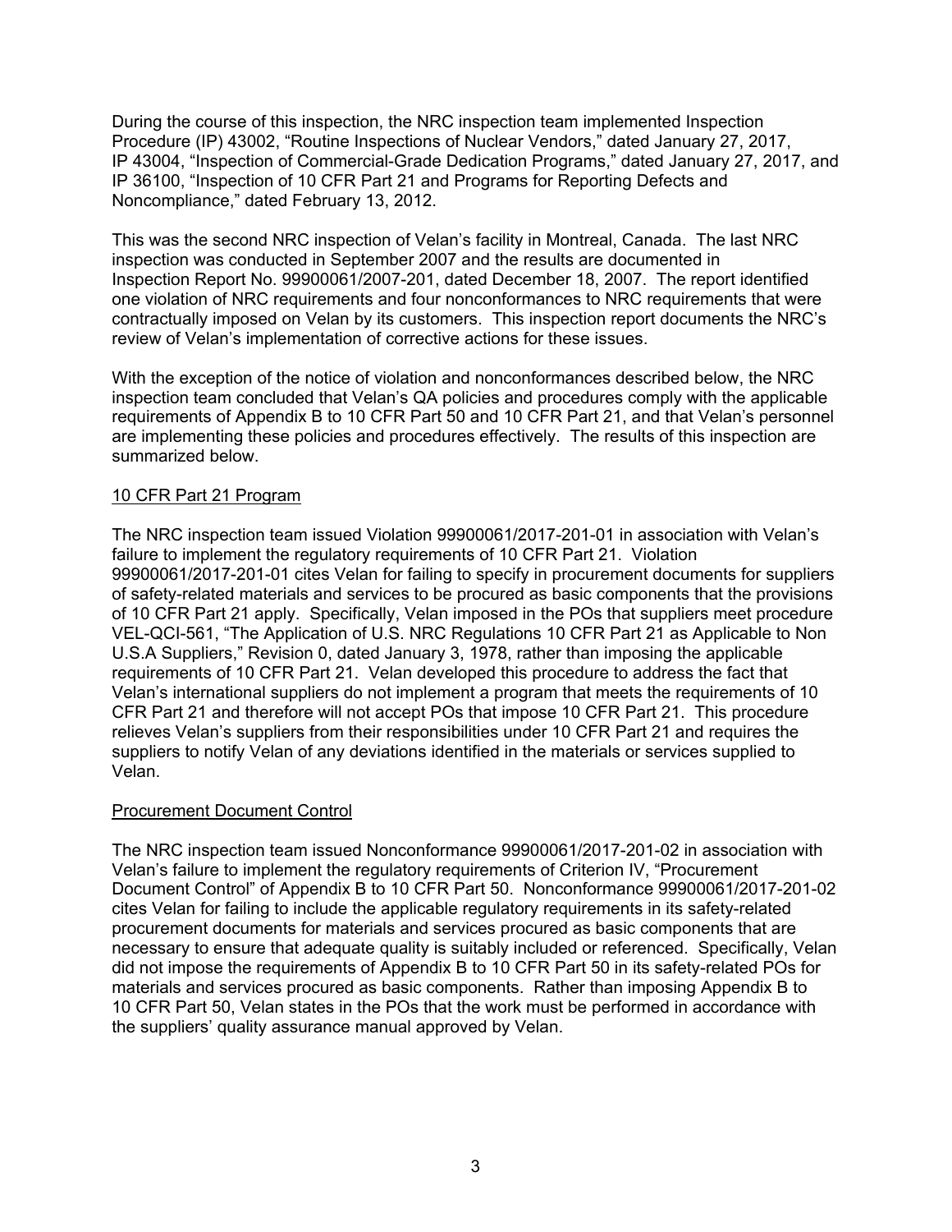During the course of this inspection, the NRC inspection team implemented Inspection Procedure (IP) 43002, "Routine Inspections of Nuclear Vendors," dated January 27, 2017, IP 43004, "Inspection of Commercial-Grade Dedication Programs," dated January 27, 2017, and IP 36100, "Inspection of 10 CFR Part 21 and Programs for Reporting Defects and Noncompliance," dated February 13, 2012.

This was the second NRC inspection of Velan's facility in Montreal, Canada. The last NRC inspection was conducted in September 2007 and the results are documented in Inspection Report No. 99900061/2007-201, dated December 18, 2007. The report identified one violation of NRC requirements and four nonconformances to NRC requirements that were contractually imposed on Velan by its customers. This inspection report documents the NRC's review of Velan's implementation of corrective actions for these issues.

With the exception of the notice of violation and nonconformances described below, the NRC inspection team concluded that Velan's QA policies and procedures comply with the applicable requirements of Appendix B to 10 CFR Part 50 and 10 CFR Part 21, and that Velan's personnel are implementing these policies and procedures effectively. The results of this inspection are summarized below.

## 10 CFR Part 21 Program

The NRC inspection team issued Violation 99900061/2017-201-01 in association with Velan's failure to implement the regulatory requirements of 10 CFR Part 21. Violation 99900061/2017-201-01 cites Velan for failing to specify in procurement documents for suppliers of safety-related materials and services to be procured as basic components that the provisions of 10 CFR Part 21 apply. Specifically, Velan imposed in the POs that suppliers meet procedure VEL-QCI-561, "The Application of U.S. NRC Regulations 10 CFR Part 21 as Applicable to Non U.S.A Suppliers," Revision 0, dated January 3, 1978, rather than imposing the applicable requirements of 10 CFR Part 21. Velan developed this procedure to address the fact that Velan's international suppliers do not implement a program that meets the requirements of 10 CFR Part 21 and therefore will not accept POs that impose 10 CFR Part 21. This procedure relieves Velan's suppliers from their responsibilities under 10 CFR Part 21 and requires the suppliers to notify Velan of any deviations identified in the materials or services supplied to Velan.

## Procurement Document Control

The NRC inspection team issued Nonconformance 99900061/2017-201-02 in association with Velan's failure to implement the regulatory requirements of Criterion IV, "Procurement Document Control" of Appendix B to 10 CFR Part 50. Nonconformance 99900061/2017-201-02 cites Velan for failing to include the applicable regulatory requirements in its safety-related procurement documents for materials and services procured as basic components that are necessary to ensure that adequate quality is suitably included or referenced. Specifically, Velan did not impose the requirements of Appendix B to 10 CFR Part 50 in its safety-related POs for materials and services procured as basic components. Rather than imposing Appendix B to 10 CFR Part 50, Velan states in the POs that the work must be performed in accordance with the suppliers' quality assurance manual approved by Velan.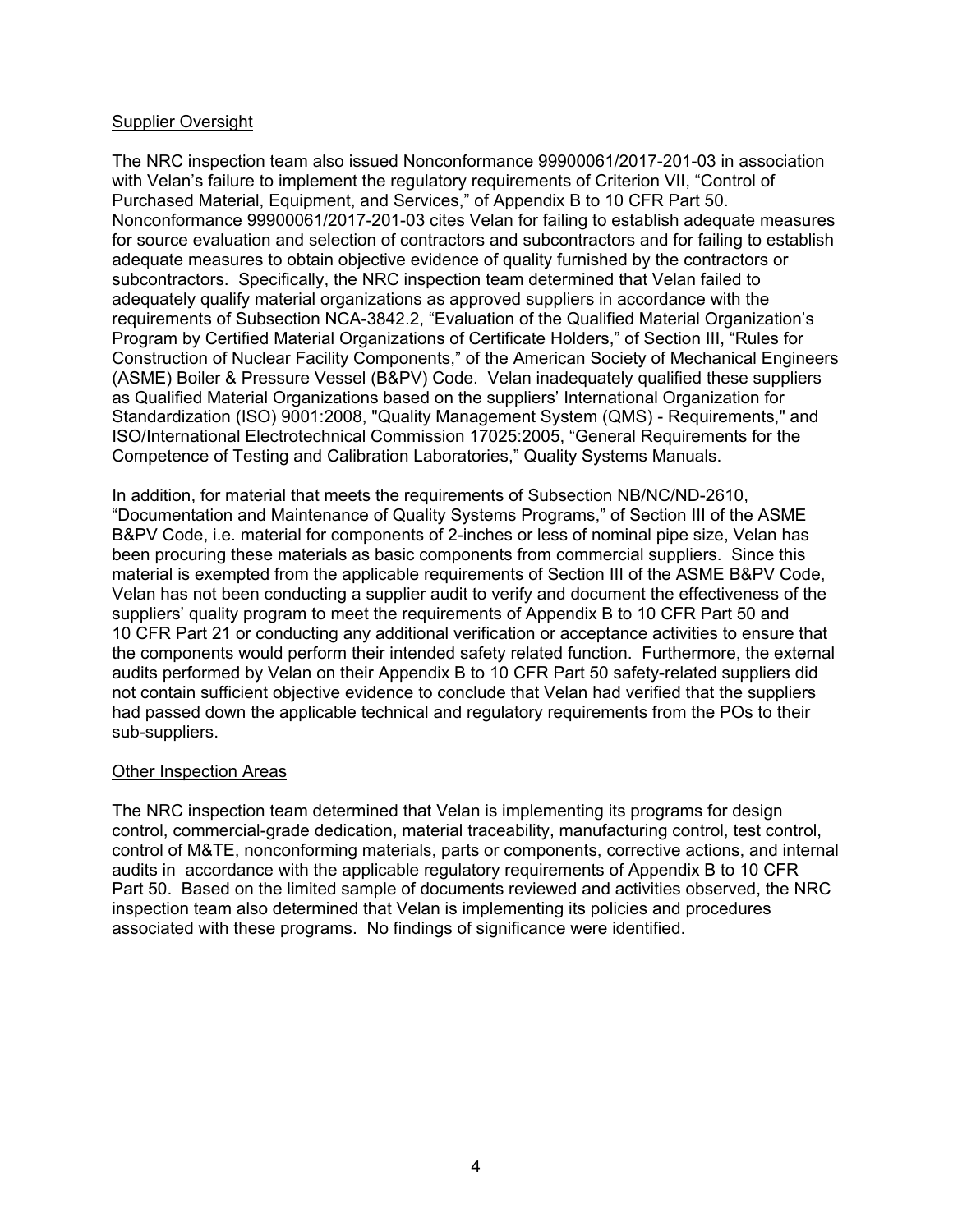Supplier Oversight

The NRC inspection team also issued Nonconformance 99900061/2017-201-03 in association with Velan's failure to implement the regulatory requirements of Criterion VII, "Control of Purchased Material, Equipment, and Services," of Appendix B to 10 CFR Part 50. Nonconformance 99900061/2017-201-03 cites Velan for failing to establish adequate measures for source evaluation and selection of contractors and subcontractors and for failing to establish adequate measures to obtain objective evidence of quality furnished by the contractors or subcontractors. Specifically, the NRC inspection team determined that Velan failed to adequately qualify material organizations as approved suppliers in accordance with the requirements of Subsection NCA-3842.2, "Evaluation of the Qualified Material Organization's Program by Certified Material Organizations of Certificate Holders," of Section III, "Rules for Construction of Nuclear Facility Components," of the American Society of Mechanical Engineers (ASME) Boiler & Pressure Vessel (B&PV) Code. Velan inadequately qualified these suppliers as Qualified Material Organizations based on the suppliers' International Organization for Standardization (ISO) 9001:2008, "Quality Management System (QMS) - Requirements," and ISO/International Electrotechnical Commission 17025:2005, "General Requirements for the Competence of Testing and Calibration Laboratories," Quality Systems Manuals.

In addition, for material that meets the requirements of Subsection NB/NC/ND-2610, "Documentation and Maintenance of Quality Systems Programs," of Section III of the ASME B&PV Code, i.e. material for components of 2-inches or less of nominal pipe size, Velan has been procuring these materials as basic components from commercial suppliers. Since this material is exempted from the applicable requirements of Section III of the ASME B&PV Code, Velan has not been conducting a supplier audit to verify and document the effectiveness of the suppliers' quality program to meet the requirements of Appendix B to 10 CFR Part 50 and 10 CFR Part 21 or conducting any additional verification or acceptance activities to ensure that the components would perform their intended safety related function. Furthermore, the external audits performed by Velan on their Appendix B to 10 CFR Part 50 safety-related suppliers did not contain sufficient objective evidence to conclude that Velan had verified that the suppliers had passed down the applicable technical and regulatory requirements from the POs to their sub-suppliers.

Other Inspection Areas

The NRC inspection team determined that Velan is implementing its programs for design control, commercial-grade dedication, material traceability, manufacturing control, test control, control of M&TE, nonconforming materials, parts or components, corrective actions, and internal audits in accordance with the applicable regulatory requirements of Appendix B to 10 CFR Part 50. Based on the limited sample of documents reviewed and activities observed, the NRC inspection team also determined that Velan is implementing its policies and procedures associated with these programs. No findings of significance were identified.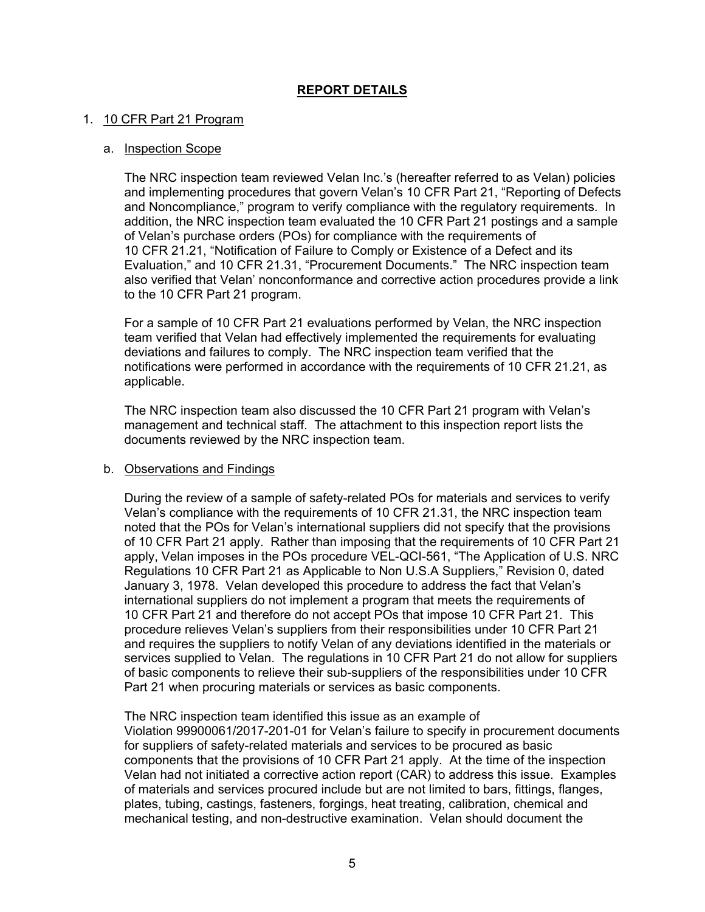## REPORT DETAILS

1. 10 CFR Part 21 Program

   a. Inspection Scope

   The NRC inspection team reviewed Velan Inc.'s (hereafter referred to as Velan) policies and implementing procedures that govern Velan's 10 CFR Part 21, "Reporting of Defects and Noncompliance," program to verify compliance with the regulatory requirements. In addition, the NRC inspection team evaluated the 10 CFR Part 21 postings and a sample of Velan's purchase orders (POs) for compliance with the requirements of 10 CFR 21.21, "Notification of Failure to Comply or Existence of a Defect and its Evaluation," and 10 CFR 21.31, "Procurement Documents." The NRC inspection team also verified that Velan' nonconformance and corrective action procedures provide a link to the 10 CFR Part 21 program.

   For a sample of 10 CFR Part 21 evaluations performed by Velan, the NRC inspection team verified that Velan had effectively implemented the requirements for evaluating deviations and failures to comply. The NRC inspection team verified that the notifications were performed in accordance with the requirements of 10 CFR 21.21, as applicable.

   The NRC inspection team also discussed the 10 CFR Part 21 program with Velan's management and technical staff. The attachment to this inspection report lists the documents reviewed by the NRC inspection team.

   b. Observations and Findings

   During the review of a sample of safety-related POs for materials and services to verify Velan's compliance with the requirements of 10 CFR 21.31, the NRC inspection team noted that the POs for Velan's international suppliers did not specify that the provisions of 10 CFR Part 21 apply. Rather than imposing that the requirements of 10 CFR Part 21 apply, Velan imposes in the POs procedure VEL-QCI-561, "The Application of U.S. NRC Regulations 10 CFR Part 21 as Applicable to Non U.S.A Suppliers," Revision 0, dated January 3, 1978. Velan developed this procedure to address the fact that Velan's international suppliers do not implement a program that meets the requirements of 10 CFR Part 21 and therefore do not accept POs that impose 10 CFR Part 21. This procedure relieves Velan's suppliers from their responsibilities under 10 CFR Part 21 and requires the suppliers to notify Velan of any deviations identified in the materials or services supplied to Velan. The regulations in 10 CFR Part 21 do not allow for suppliers of basic components to relieve their sub-suppliers of the responsibilities under 10 CFR Part 21 when procuring materials or services as basic components.

   The NRC inspection team identified this issue as an example of Violation 99900061/2017-201-01 for Velan's failure to specify in procurement documents for suppliers of safety-related materials and services to be procured as basic components that the provisions of 10 CFR Part 21 apply. At the time of the inspection Velan had not initiated a corrective action report (CAR) to address this issue. Examples of materials and services procured include but are not limited to bars, fittings, flanges, plates, tubing, castings, fasteners, forgings, heat treating, calibration, chemical and mechanical testing, and non-destructive examination. Velan should document the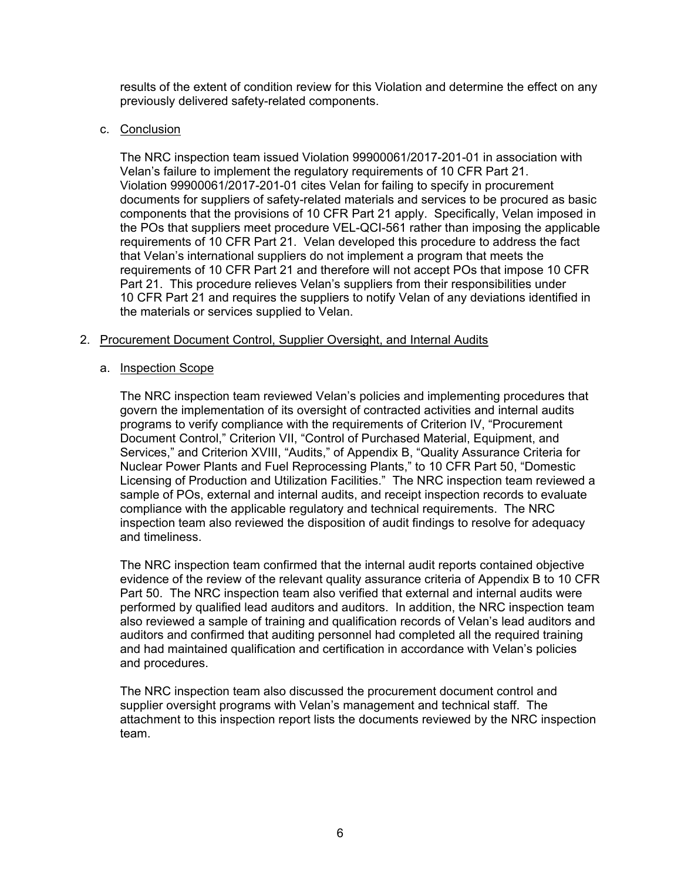results of the extent of condition review for this Violation and determine the effect on any previously delivered safety-related components.

c. Conclusion

The NRC inspection team issued Violation 99900061/2017-201-01 in association with Velan's failure to implement the regulatory requirements of 10 CFR Part 21. Violation 99900061/2017-201-01 cites Velan for failing to specify in procurement documents for suppliers of safety-related materials and services to be procured as basic components that the provisions of 10 CFR Part 21 apply. Specifically, Velan imposed in the POs that suppliers meet procedure VEL-QCI-561 rather than imposing the applicable requirements of 10 CFR Part 21. Velan developed this procedure to address the fact that Velan's international suppliers do not implement a program that meets the requirements of 10 CFR Part 21 and therefore will not accept POs that impose 10 CFR Part 21. This procedure relieves Velan's suppliers from their responsibilities under 10 CFR Part 21 and requires the suppliers to notify Velan of any deviations identified in the materials or services supplied to Velan.

2. Procurement Document Control, Supplier Oversight, and Internal Audits

a. Inspection Scope

The NRC inspection team reviewed Velan's policies and implementing procedures that govern the implementation of its oversight of contracted activities and internal audits programs to verify compliance with the requirements of Criterion IV, "Procurement Document Control," Criterion VII, "Control of Purchased Material, Equipment, and Services," and Criterion XVIII, "Audits," of Appendix B, "Quality Assurance Criteria for Nuclear Power Plants and Fuel Reprocessing Plants," to 10 CFR Part 50, "Domestic Licensing of Production and Utilization Facilities." The NRC inspection team reviewed a sample of POs, external and internal audits, and receipt inspection records to evaluate compliance with the applicable regulatory and technical requirements. The NRC inspection team also reviewed the disposition of audit findings to resolve for adequacy and timeliness.

The NRC inspection team confirmed that the internal audit reports contained objective evidence of the review of the relevant quality assurance criteria of Appendix B to 10 CFR Part 50. The NRC inspection team also verified that external and internal audits were performed by qualified lead auditors and auditors. In addition, the NRC inspection team also reviewed a sample of training and qualification records of Velan's lead auditors and auditors and confirmed that auditing personnel had completed all the required training and had maintained qualification and certification in accordance with Velan's policies and procedures.

The NRC inspection team also discussed the procurement document control and supplier oversight programs with Velan's management and technical staff. The attachment to this inspection report lists the documents reviewed by the NRC inspection team.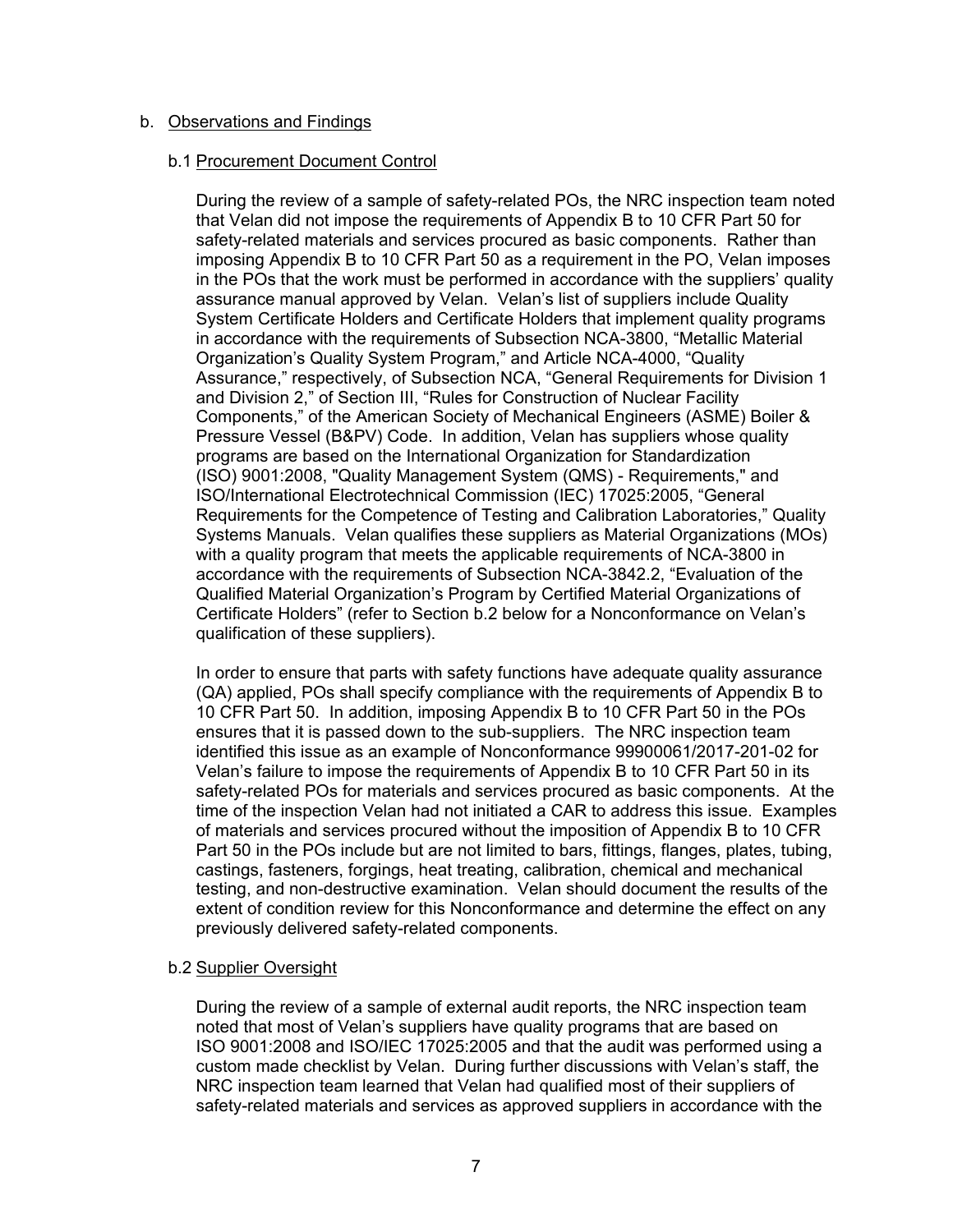b. Observations and Findings

b.1 Procurement Document Control

During the review of a sample of safety-related POs, the NRC inspection team noted that Velan did not impose the requirements of Appendix B to 10 CFR Part 50 for safety-related materials and services procured as basic components. Rather than imposing Appendix B to 10 CFR Part 50 as a requirement in the PO, Velan imposes in the POs that the work must be performed in accordance with the suppliers' quality assurance manual approved by Velan. Velan's list of suppliers include Quality System Certificate Holders and Certificate Holders that implement quality programs in accordance with the requirements of Subsection NCA-3800, "Metallic Material Organization's Quality System Program," and Article NCA-4000, "Quality Assurance," respectively, of Subsection NCA, "General Requirements for Division 1 and Division 2," of Section III, "Rules for Construction of Nuclear Facility Components," of the American Society of Mechanical Engineers (ASME) Boiler & Pressure Vessel (B&PV) Code. In addition, Velan has suppliers whose quality programs are based on the International Organization for Standardization (ISO) 9001:2008, "Quality Management System (QMS) - Requirements," and ISO/International Electrotechnical Commission (IEC) 17025:2005, "General Requirements for the Competence of Testing and Calibration Laboratories," Quality Systems Manuals. Velan qualifies these suppliers as Material Organizations (MOs) with a quality program that meets the applicable requirements of NCA-3800 in accordance with the requirements of Subsection NCA-3842.2, "Evaluation of the Qualified Material Organization's Program by Certified Material Organizations of Certificate Holders" (refer to Section b.2 below for a Nonconformance on Velan's qualification of these suppliers).

In order to ensure that parts with safety functions have adequate quality assurance (QA) applied, POs shall specify compliance with the requirements of Appendix B to 10 CFR Part 50. In addition, imposing Appendix B to 10 CFR Part 50 in the POs ensures that it is passed down to the sub-suppliers. The NRC inspection team identified this issue as an example of Nonconformance 99900061/2017-201-02 for Velan's failure to impose the requirements of Appendix B to 10 CFR Part 50 in its safety-related POs for materials and services procured as basic components. At the time of the inspection Velan had not initiated a CAR to address this issue. Examples of materials and services procured without the imposition of Appendix B to 10 CFR Part 50 in the POs include but are not limited to bars, fittings, flanges, plates, tubing, castings, fasteners, forgings, heat treating, calibration, chemical and mechanical testing, and non-destructive examination. Velan should document the results of the extent of condition review for this Nonconformance and determine the effect on any previously delivered safety-related components.

b.2 Supplier Oversight

During the review of a sample of external audit reports, the NRC inspection team noted that most of Velan's suppliers have quality programs that are based on ISO 9001:2008 and ISO/IEC 17025:2005 and that the audit was performed using a custom made checklist by Velan. During further discussions with Velan's staff, the NRC inspection team learned that Velan had qualified most of their suppliers of safety-related materials and services as approved suppliers in accordance with the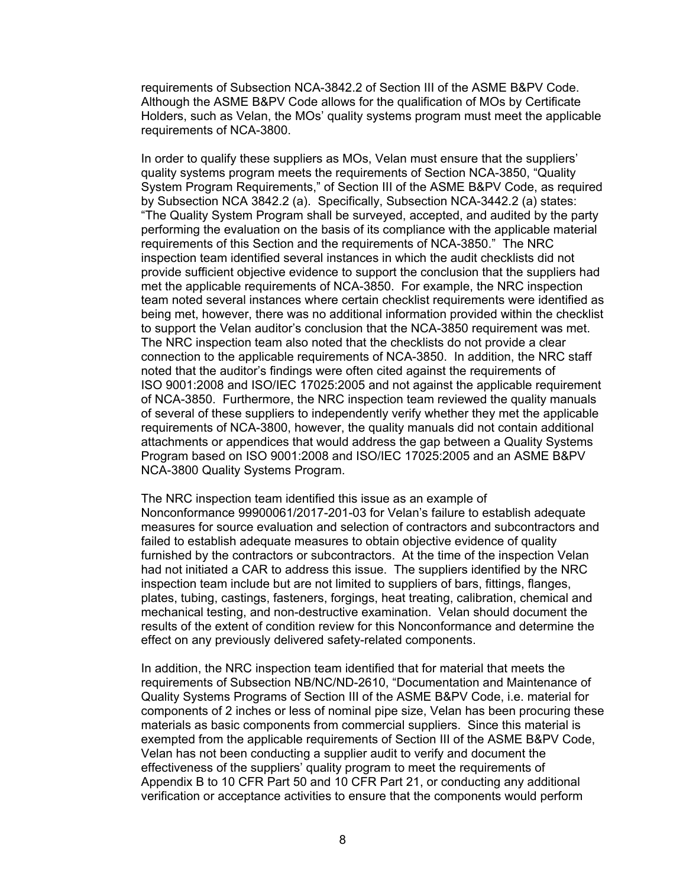requirements of Subsection NCA-3842.2 of Section III of the ASME B&PV Code. Although the ASME B&PV Code allows for the qualification of MOs by Certificate Holders, such as Velan, the MOs' quality systems program must meet the applicable requirements of NCA-3800.

In order to qualify these suppliers as MOs, Velan must ensure that the suppliers' quality systems program meets the requirements of Section NCA-3850, "Quality System Program Requirements," of Section III of the ASME B&PV Code, as required by Subsection NCA 3842.2 (a). Specifically, Subsection NCA-3442.2 (a) states: "The Quality System Program shall be surveyed, accepted, and audited by the party performing the evaluation on the basis of its compliance with the applicable material requirements of this Section and the requirements of NCA-3850." The NRC inspection team identified several instances in which the audit checklists did not provide sufficient objective evidence to support the conclusion that the suppliers had met the applicable requirements of NCA-3850. For example, the NRC inspection team noted several instances where certain checklist requirements were identified as being met, however, there was no additional information provided within the checklist to support the Velan auditor's conclusion that the NCA-3850 requirement was met. The NRC inspection team also noted that the checklists do not provide a clear connection to the applicable requirements of NCA-3850. In addition, the NRC staff noted that the auditor's findings were often cited against the requirements of ISO 9001:2008 and ISO/IEC 17025:2005 and not against the applicable requirement of NCA-3850. Furthermore, the NRC inspection team reviewed the quality manuals of several of these suppliers to independently verify whether they met the applicable requirements of NCA-3800, however, the quality manuals did not contain additional attachments or appendices that would address the gap between a Quality Systems Program based on ISO 9001:2008 and ISO/IEC 17025:2005 and an ASME B&PV NCA-3800 Quality Systems Program.

The NRC inspection team identified this issue as an example of Nonconformance 99900061/2017-201-03 for Velan's failure to establish adequate measures for source evaluation and selection of contractors and subcontractors and failed to establish adequate measures to obtain objective evidence of quality furnished by the contractors or subcontractors. At the time of the inspection Velan had not initiated a CAR to address this issue. The suppliers identified by the NRC inspection team include but are not limited to suppliers of bars, fittings, flanges, plates, tubing, castings, fasteners, forgings, heat treating, calibration, chemical and mechanical testing, and non-destructive examination. Velan should document the results of the extent of condition review for this Nonconformance and determine the effect on any previously delivered safety-related components.

In addition, the NRC inspection team identified that for material that meets the requirements of Subsection NB/NC/ND-2610, "Documentation and Maintenance of Quality Systems Programs of Section III of the ASME B&PV Code, i.e. material for components of 2 inches or less of nominal pipe size, Velan has been procuring these materials as basic components from commercial suppliers. Since this material is exempted from the applicable requirements of Section III of the ASME B&PV Code, Velan has not been conducting a supplier audit to verify and document the effectiveness of the suppliers' quality program to meet the requirements of Appendix B to 10 CFR Part 50 and 10 CFR Part 21, or conducting any additional verification or acceptance activities to ensure that the components would perform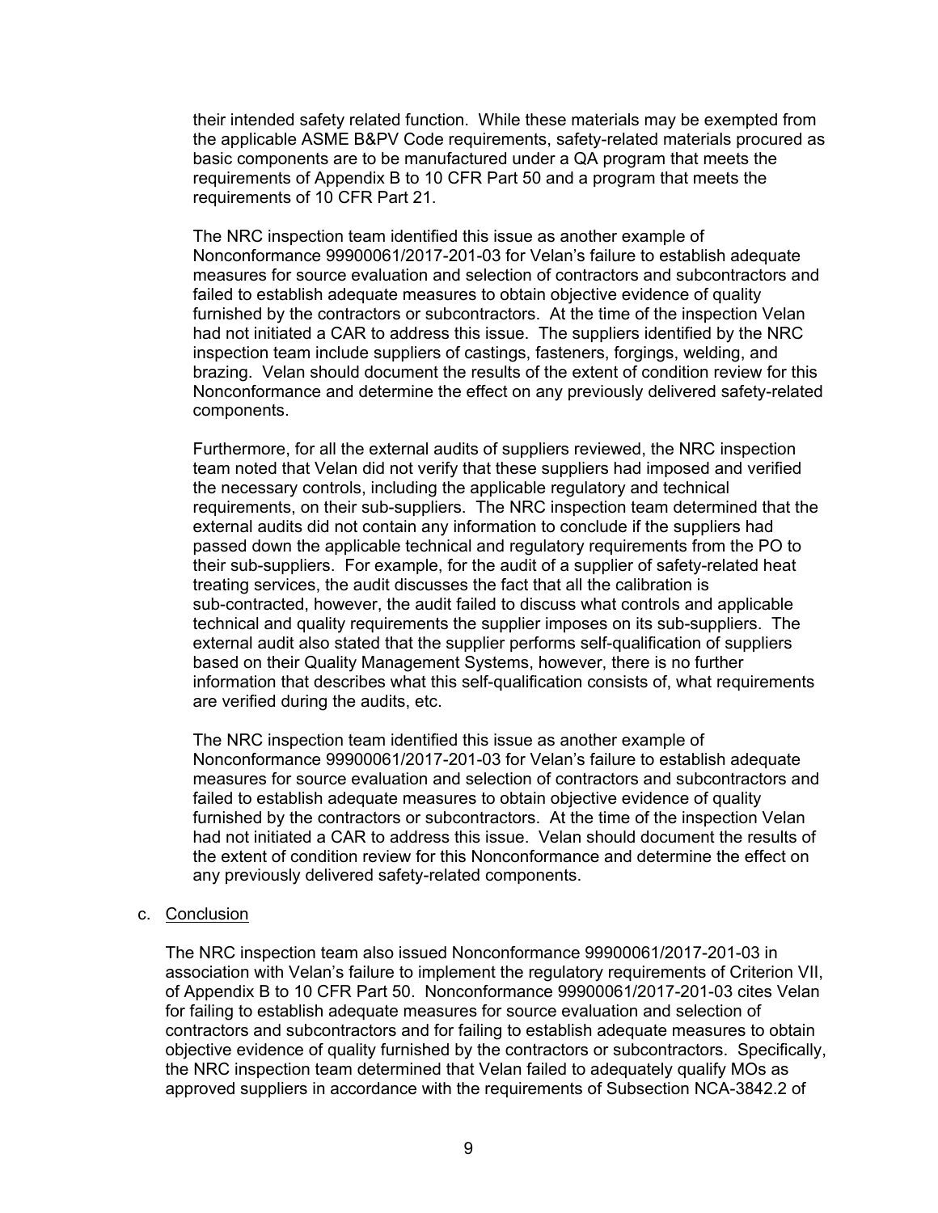their intended safety related function. While these materials may be exempted from the applicable ASME B&PV Code requirements, safety-related materials procured as basic components are to be manufactured under a QA program that meets the requirements of Appendix B to 10 CFR Part 50 and a program that meets the requirements of 10 CFR Part 21.

The NRC inspection team identified this issue as another example of Nonconformance 99900061/2017-201-03 for Velan's failure to establish adequate measures for source evaluation and selection of contractors and subcontractors and failed to establish adequate measures to obtain objective evidence of quality furnished by the contractors or subcontractors. At the time of the inspection Velan had not initiated a CAR to address this issue. The suppliers identified by the NRC inspection team include suppliers of castings, fasteners, forgings, welding, and brazing. Velan should document the results of the extent of condition review for this Nonconformance and determine the effect on any previously delivered safety-related components.

Furthermore, for all the external audits of suppliers reviewed, the NRC inspection team noted that Velan did not verify that these suppliers had imposed and verified the necessary controls, including the applicable regulatory and technical requirements, on their sub-suppliers. The NRC inspection team determined that the external audits did not contain any information to conclude if the suppliers had passed down the applicable technical and regulatory requirements from the PO to their sub-suppliers. For example, for the audit of a supplier of safety-related heat treating services, the audit discusses the fact that all the calibration is sub-contracted, however, the audit failed to discuss what controls and applicable technical and quality requirements the supplier imposes on its sub-suppliers. The external audit also stated that the supplier performs self-qualification of suppliers based on their Quality Management Systems, however, there is no further information that describes what this self-qualification consists of, what requirements are verified during the audits, etc.

The NRC inspection team identified this issue as another example of Nonconformance 99900061/2017-201-03 for Velan's failure to establish adequate measures for source evaluation and selection of contractors and subcontractors and failed to establish adequate measures to obtain objective evidence of quality furnished by the contractors or subcontractors. At the time of the inspection Velan had not initiated a CAR to address this issue. Velan should document the results of the extent of condition review for this Nonconformance and determine the effect on any previously delivered safety-related components.

c. Conclusion

The NRC inspection team also issued Nonconformance 99900061/2017-201-03 in association with Velan's failure to implement the regulatory requirements of Criterion VII, of Appendix B to 10 CFR Part 50. Nonconformance 99900061/2017-201-03 cites Velan for failing to establish adequate measures for source evaluation and selection of contractors and subcontractors and for failing to establish adequate measures to obtain objective evidence of quality furnished by the contractors or subcontractors. Specifically, the NRC inspection team determined that Velan failed to adequately qualify MOs as approved suppliers in accordance with the requirements of Subsection NCA-3842.2 of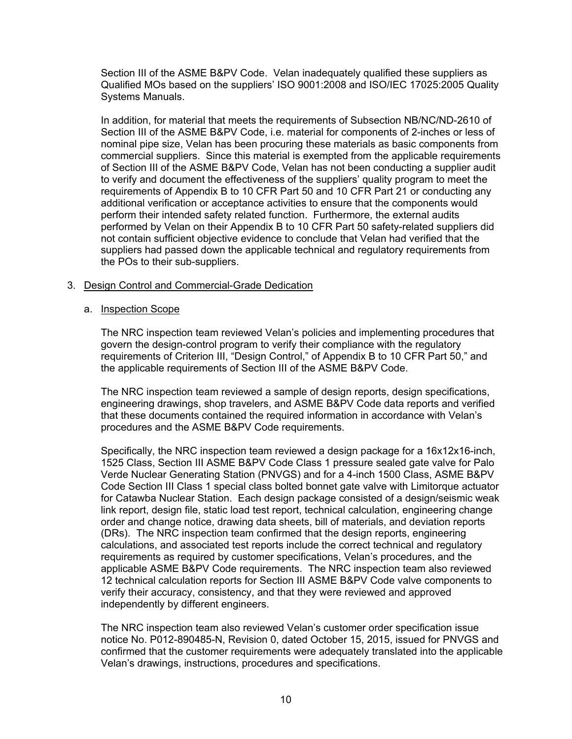Section III of the ASME B&PV Code. Velan inadequately qualified these suppliers as Qualified MOs based on the suppliers' ISO 9001:2008 and ISO/IEC 17025:2005 Quality Systems Manuals.

In addition, for material that meets the requirements of Subsection NB/NC/ND-2610 of Section III of the ASME B&PV Code, i.e. material for components of 2-inches or less of nominal pipe size, Velan has been procuring these materials as basic components from commercial suppliers. Since this material is exempted from the applicable requirements of Section III of the ASME B&PV Code, Velan has not been conducting a supplier audit to verify and document the effectiveness of the suppliers' quality program to meet the requirements of Appendix B to 10 CFR Part 50 and 10 CFR Part 21 or conducting any additional verification or acceptance activities to ensure that the components would perform their intended safety related function. Furthermore, the external audits performed by Velan on their Appendix B to 10 CFR Part 50 safety-related suppliers did not contain sufficient objective evidence to conclude that Velan had verified that the suppliers had passed down the applicable technical and regulatory requirements from the POs to their sub-suppliers.

3. Design Control and Commercial-Grade Dedication

   a. Inspection Scope

      The NRC inspection team reviewed Velan's policies and implementing procedures that govern the design-control program to verify their compliance with the regulatory requirements of Criterion III, "Design Control," of Appendix B to 10 CFR Part 50," and the applicable requirements of Section III of the ASME B&PV Code.

      The NRC inspection team reviewed a sample of design reports, design specifications, engineering drawings, shop travelers, and ASME B&PV Code data reports and verified that these documents contained the required information in accordance with Velan's procedures and the ASME B&PV Code requirements.

      Specifically, the NRC inspection team reviewed a design package for a 16x12x16-inch, 1525 Class, Section III ASME B&PV Code Class 1 pressure sealed gate valve for Palo Verde Nuclear Generating Station (PNVGS) and for a 4-inch 1500 Class, ASME B&PV Code Section III Class 1 special class bolted bonnet gate valve with Limitorque actuator for Catawba Nuclear Station. Each design package consisted of a design/seismic weak link report, design file, static load test report, technical calculation, engineering change order and change notice, drawing data sheets, bill of materials, and deviation reports (DRs). The NRC inspection team confirmed that the design reports, engineering calculations, and associated test reports include the correct technical and regulatory requirements as required by customer specifications, Velan's procedures, and the applicable ASME B&PV Code requirements. The NRC inspection team also reviewed 12 technical calculation reports for Section III ASME B&PV Code valve components to verify their accuracy, consistency, and that they were reviewed and approved independently by different engineers.

      The NRC inspection team also reviewed Velan's customer order specification issue notice No. P012-890485-N, Revision 0, dated October 15, 2015, issued for PNVGS and confirmed that the customer requirements were adequately translated into the applicable Velan's drawings, instructions, procedures and specifications.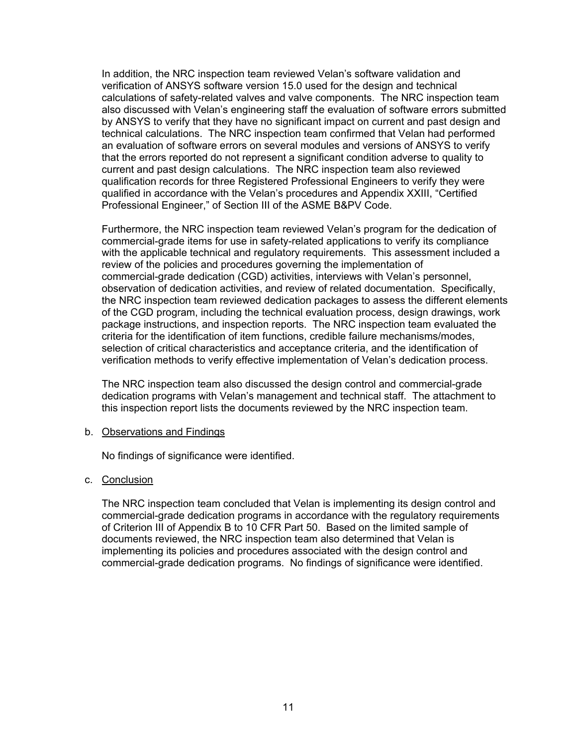In addition, the NRC inspection team reviewed Velan's software validation and verification of ANSYS software version 15.0 used for the design and technical calculations of safety-related valves and valve components. The NRC inspection team also discussed with Velan's engineering staff the evaluation of software errors submitted by ANSYS to verify that they have no significant impact on current and past design and technical calculations. The NRC inspection team confirmed that Velan had performed an evaluation of software errors on several modules and versions of ANSYS to verify that the errors reported do not represent a significant condition adverse to quality to current and past design calculations. The NRC inspection team also reviewed qualification records for three Registered Professional Engineers to verify they were qualified in accordance with the Velan's procedures and Appendix XXIII, "Certified Professional Engineer," of Section III of the ASME B&PV Code.

Furthermore, the NRC inspection team reviewed Velan's program for the dedication of commercial-grade items for use in safety-related applications to verify its compliance with the applicable technical and regulatory requirements. This assessment included a review of the policies and procedures governing the implementation of commercial-grade dedication (CGD) activities, interviews with Velan's personnel, observation of dedication activities, and review of related documentation. Specifically, the NRC inspection team reviewed dedication packages to assess the different elements of the CGD program, including the technical evaluation process, design drawings, work package instructions, and inspection reports. The NRC inspection team evaluated the criteria for the identification of item functions, credible failure mechanisms/modes, selection of critical characteristics and acceptance criteria, and the identification of verification methods to verify effective implementation of Velan's dedication process.

The NRC inspection team also discussed the design control and commercial-grade dedication programs with Velan's management and technical staff. The attachment to this inspection report lists the documents reviewed by the NRC inspection team.

b. Observations and Findings

No findings of significance were identified.

c. Conclusion

The NRC inspection team concluded that Velan is implementing its design control and commercial-grade dedication programs in accordance with the regulatory requirements of Criterion III of Appendix B to 10 CFR Part 50. Based on the limited sample of documents reviewed, the NRC inspection team also determined that Velan is implementing its policies and procedures associated with the design control and commercial-grade dedication programs. No findings of significance were identified.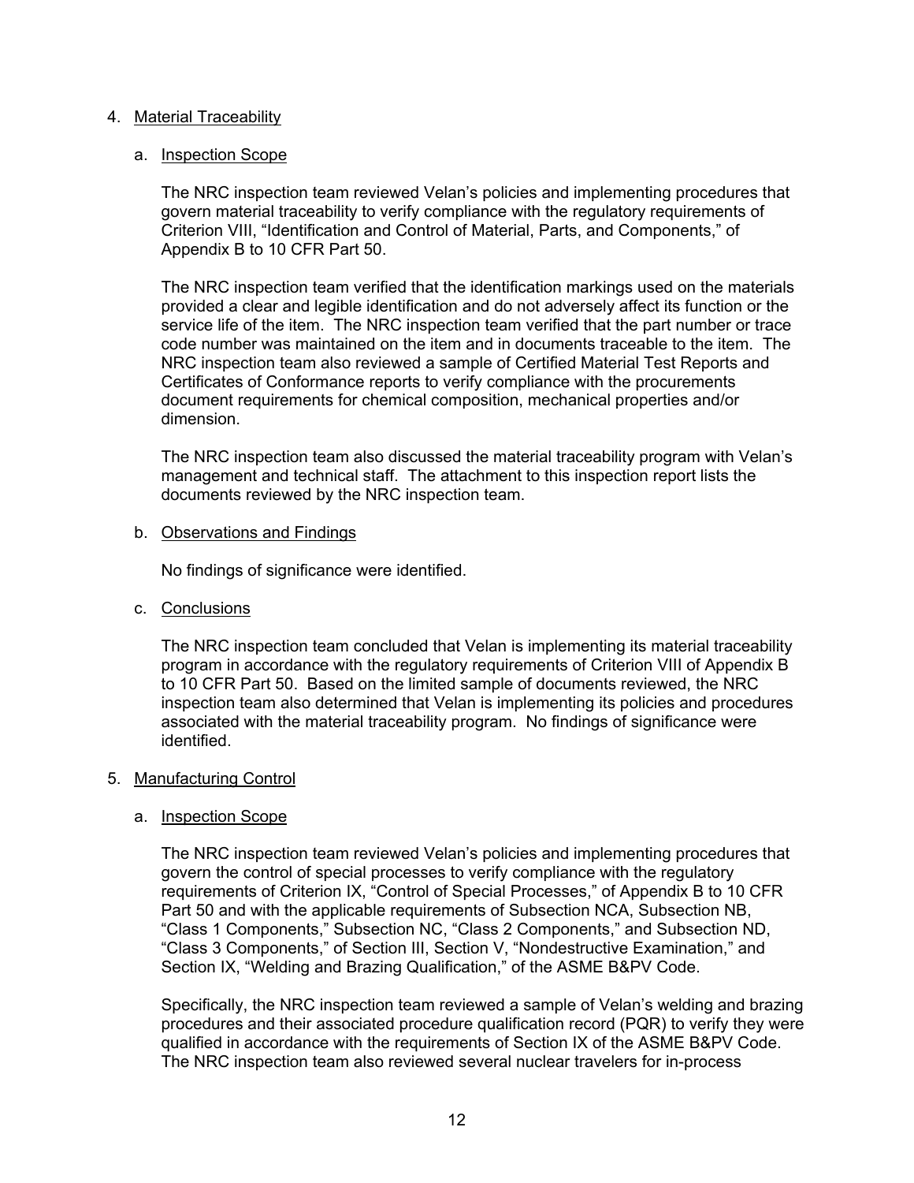4. Material Traceability

   a. Inspection Scope

      The NRC inspection team reviewed Velan's policies and implementing procedures that govern material traceability to verify compliance with the regulatory requirements of Criterion VIII, "Identification and Control of Material, Parts, and Components," of Appendix B to 10 CFR Part 50.

      The NRC inspection team verified that the identification markings used on the materials provided a clear and legible identification and do not adversely affect its function or the service life of the item. The NRC inspection team verified that the part number or trace code number was maintained on the item and in documents traceable to the item. The NRC inspection team also reviewed a sample of Certified Material Test Reports and Certificates of Conformance reports to verify compliance with the procurements document requirements for chemical composition, mechanical properties and/or dimension.

      The NRC inspection team also discussed the material traceability program with Velan's management and technical staff. The attachment to this inspection report lists the documents reviewed by the NRC inspection team.

   b. Observations and Findings

      No findings of significance were identified.

   c. Conclusions

      The NRC inspection team concluded that Velan is implementing its material traceability program in accordance with the regulatory requirements of Criterion VIII of Appendix B to 10 CFR Part 50. Based on the limited sample of documents reviewed, the NRC inspection team also determined that Velan is implementing its policies and procedures associated with the material traceability program. No findings of significance were identified.

5. Manufacturing Control

   a. Inspection Scope

      The NRC inspection team reviewed Velan's policies and implementing procedures that govern the control of special processes to verify compliance with the regulatory requirements of Criterion IX, "Control of Special Processes," of Appendix B to 10 CFR Part 50 and with the applicable requirements of Subsection NCA, Subsection NB, "Class 1 Components," Subsection NC, "Class 2 Components," and Subsection ND, "Class 3 Components," of Section III, Section V, "Nondestructive Examination," and Section IX, "Welding and Brazing Qualification," of the ASME B&PV Code.

      Specifically, the NRC inspection team reviewed a sample of Velan's welding and brazing procedures and their associated procedure qualification record (PQR) to verify they were qualified in accordance with the requirements of Section IX of the ASME B&PV Code. The NRC inspection team also reviewed several nuclear travelers for in-process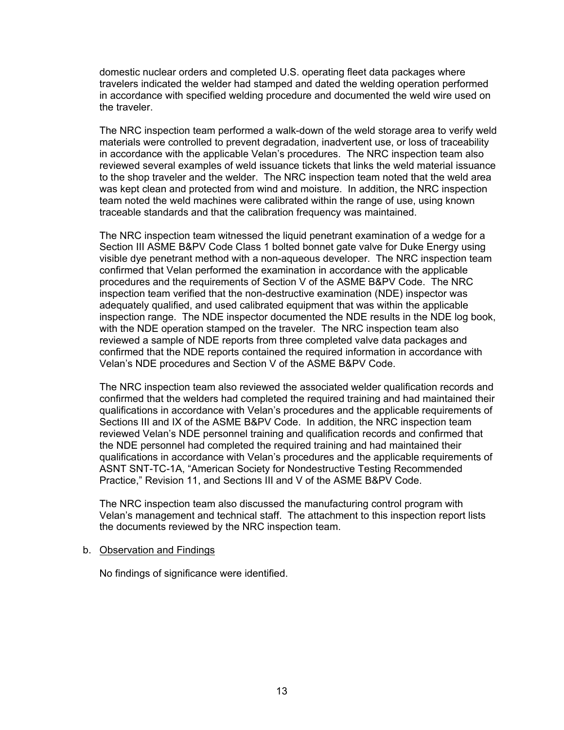domestic nuclear orders and completed U.S. operating fleet data packages where travelers indicated the welder had stamped and dated the welding operation performed in accordance with specified welding procedure and documented the weld wire used on the traveler.

The NRC inspection team performed a walk-down of the weld storage area to verify weld materials were controlled to prevent degradation, inadvertent use, or loss of traceability in accordance with the applicable Velan's procedures. The NRC inspection team also reviewed several examples of weld issuance tickets that links the weld material issuance to the shop traveler and the welder. The NRC inspection team noted that the weld area was kept clean and protected from wind and moisture. In addition, the NRC inspection team noted the weld machines were calibrated within the range of use, using known traceable standards and that the calibration frequency was maintained.

The NRC inspection team witnessed the liquid penetrant examination of a wedge for a Section III ASME B&PV Code Class 1 bolted bonnet gate valve for Duke Energy using visible dye penetrant method with a non-aqueous developer. The NRC inspection team confirmed that Velan performed the examination in accordance with the applicable procedures and the requirements of Section V of the ASME B&PV Code. The NRC inspection team verified that the non-destructive examination (NDE) inspector was adequately qualified, and used calibrated equipment that was within the applicable inspection range. The NDE inspector documented the NDE results in the NDE log book, with the NDE operation stamped on the traveler. The NRC inspection team also reviewed a sample of NDE reports from three completed valve data packages and confirmed that the NDE reports contained the required information in accordance with Velan's NDE procedures and Section V of the ASME B&PV Code.

The NRC inspection team also reviewed the associated welder qualification records and confirmed that the welders had completed the required training and had maintained their qualifications in accordance with Velan's procedures and the applicable requirements of Sections III and IX of the ASME B&PV Code. In addition, the NRC inspection team reviewed Velan's NDE personnel training and qualification records and confirmed that the NDE personnel had completed the required training and had maintained their qualifications in accordance with Velan's procedures and the applicable requirements of ASNT SNT-TC-1A, "American Society for Nondestructive Testing Recommended Practice," Revision 11, and Sections III and V of the ASME B&PV Code.

The NRC inspection team also discussed the manufacturing control program with Velan's management and technical staff. The attachment to this inspection report lists the documents reviewed by the NRC inspection team.

b. Observation and Findings

No findings of significance were identified.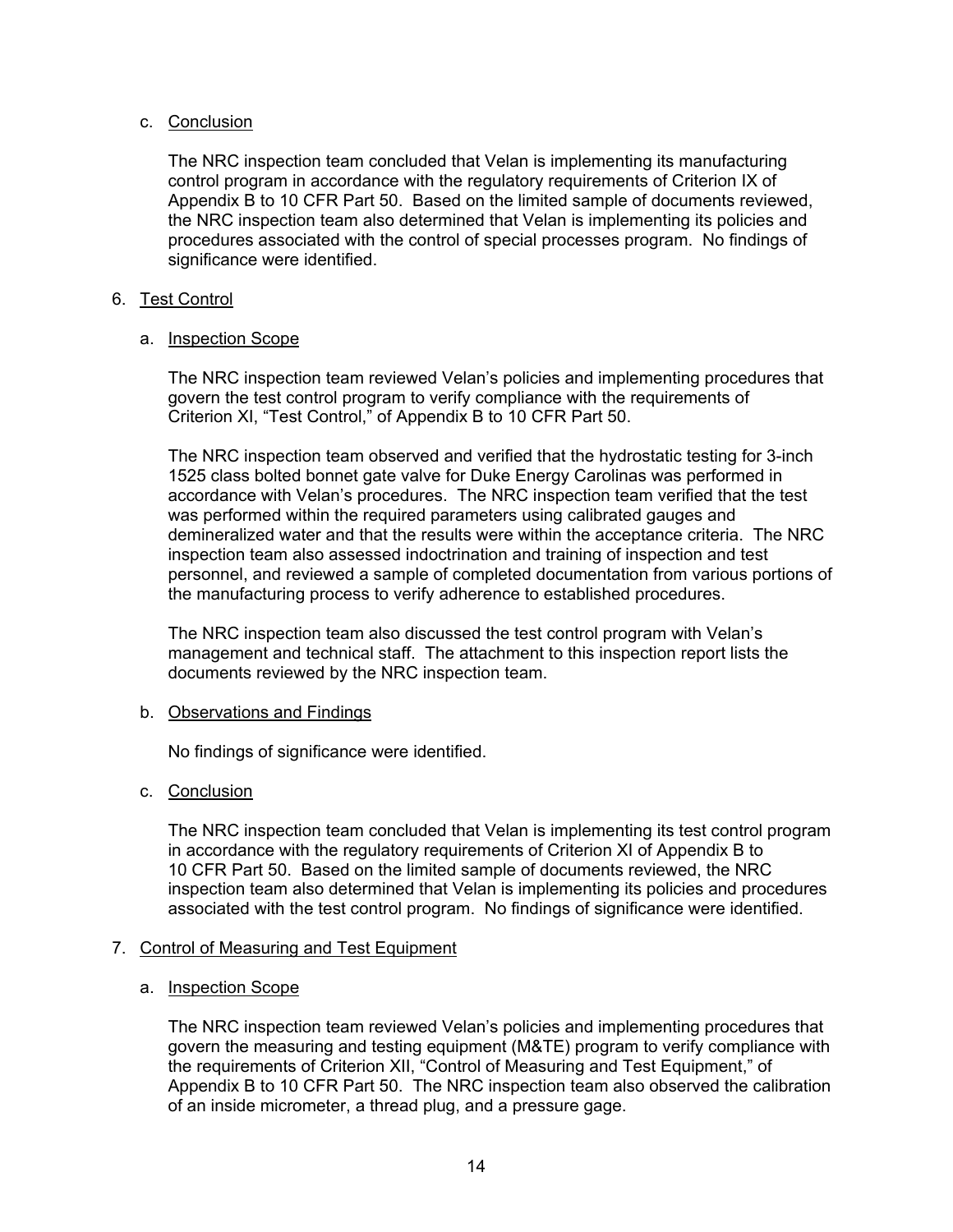c. Conclusion

The NRC inspection team concluded that Velan is implementing its manufacturing control program in accordance with the regulatory requirements of Criterion IX of Appendix B to 10 CFR Part 50. Based on the limited sample of documents reviewed, the NRC inspection team also determined that Velan is implementing its policies and procedures associated with the control of special processes program. No findings of significance were identified.

6. Test Control

a. Inspection Scope

The NRC inspection team reviewed Velan's policies and implementing procedures that govern the test control program to verify compliance with the requirements of Criterion XI, "Test Control," of Appendix B to 10 CFR Part 50.

The NRC inspection team observed and verified that the hydrostatic testing for 3-inch 1525 class bolted bonnet gate valve for Duke Energy Carolinas was performed in accordance with Velan's procedures. The NRC inspection team verified that the test was performed within the required parameters using calibrated gauges and demineralized water and that the results were within the acceptance criteria. The NRC inspection team also assessed indoctrination and training of inspection and test personnel, and reviewed a sample of completed documentation from various portions of the manufacturing process to verify adherence to established procedures.

The NRC inspection team also discussed the test control program with Velan's management and technical staff. The attachment to this inspection report lists the documents reviewed by the NRC inspection team.

b. Observations and Findings

No findings of significance were identified.

c. Conclusion

The NRC inspection team concluded that Velan is implementing its test control program in accordance with the regulatory requirements of Criterion XI of Appendix B to 10 CFR Part 50. Based on the limited sample of documents reviewed, the NRC inspection team also determined that Velan is implementing its policies and procedures associated with the test control program. No findings of significance were identified.

7. Control of Measuring and Test Equipment

a. Inspection Scope

The NRC inspection team reviewed Velan's policies and implementing procedures that govern the measuring and testing equipment (M&TE) program to verify compliance with the requirements of Criterion XII, "Control of Measuring and Test Equipment," of Appendix B to 10 CFR Part 50. The NRC inspection team also observed the calibration of an inside micrometer, a thread plug, and a pressure gage.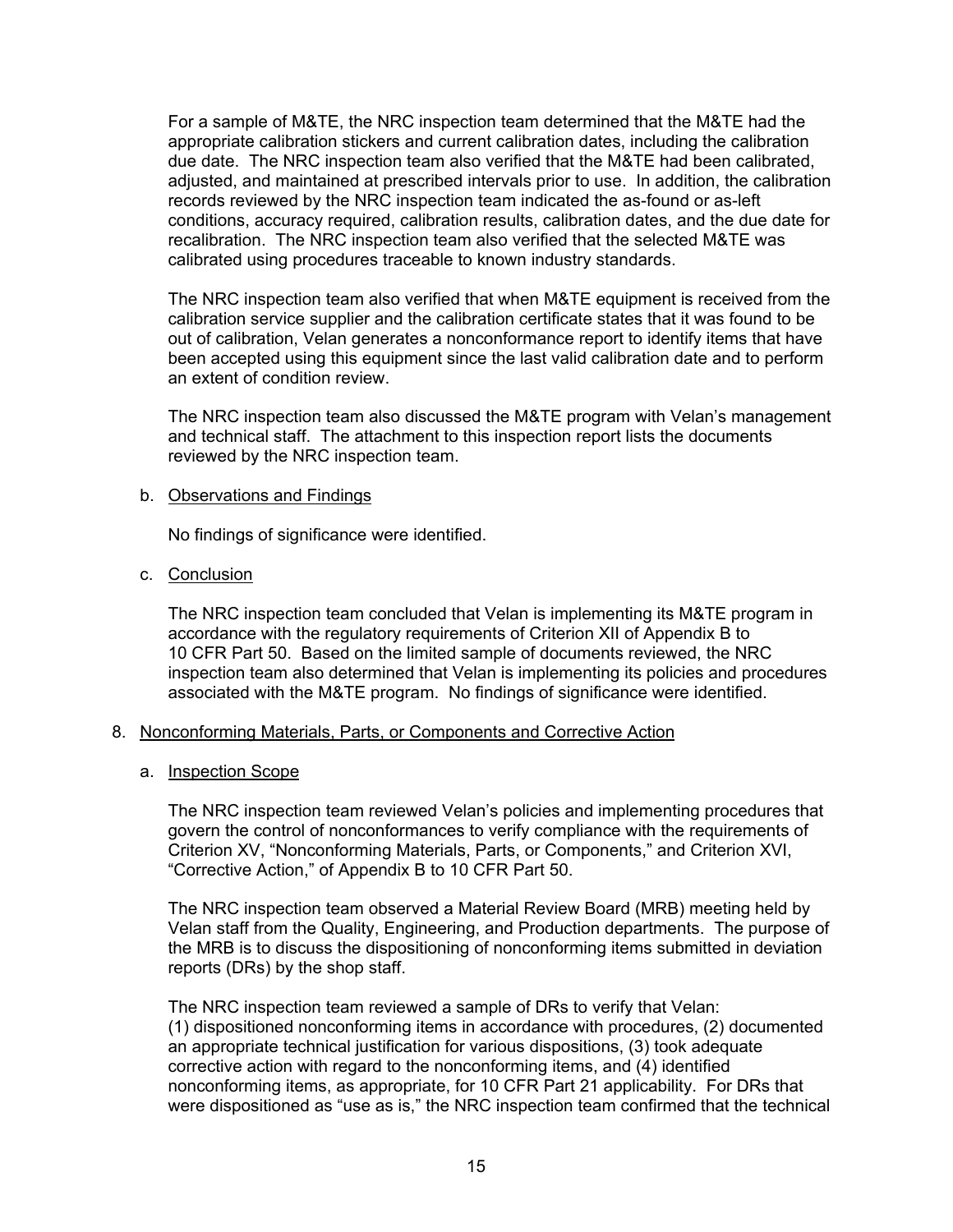For a sample of M&TE, the NRC inspection team determined that the M&TE had the appropriate calibration stickers and current calibration dates, including the calibration due date. The NRC inspection team also verified that the M&TE had been calibrated, adjusted, and maintained at prescribed intervals prior to use. In addition, the calibration records reviewed by the NRC inspection team indicated the as-found or as-left conditions, accuracy required, calibration results, calibration dates, and the due date for recalibration. The NRC inspection team also verified that the selected M&TE was calibrated using procedures traceable to known industry standards.

The NRC inspection team also verified that when M&TE equipment is received from the calibration service supplier and the calibration certificate states that it was found to be out of calibration, Velan generates a nonconformance report to identify items that have been accepted using this equipment since the last valid calibration date and to perform an extent of condition review.

The NRC inspection team also discussed the M&TE program with Velan's management and technical staff. The attachment to this inspection report lists the documents reviewed by the NRC inspection team.

b. Observations and Findings

No findings of significance were identified.

c. Conclusion

The NRC inspection team concluded that Velan is implementing its M&TE program in accordance with the regulatory requirements of Criterion XII of Appendix B to 10 CFR Part 50. Based on the limited sample of documents reviewed, the NRC inspection team also determined that Velan is implementing its policies and procedures associated with the M&TE program. No findings of significance were identified.

8. Nonconforming Materials, Parts, or Components and Corrective Action

a. Inspection Scope

The NRC inspection team reviewed Velan's policies and implementing procedures that govern the control of nonconformances to verify compliance with the requirements of Criterion XV, "Nonconforming Materials, Parts, or Components," and Criterion XVI, "Corrective Action," of Appendix B to 10 CFR Part 50.

The NRC inspection team observed a Material Review Board (MRB) meeting held by Velan staff from the Quality, Engineering, and Production departments. The purpose of the MRB is to discuss the dispositioning of nonconforming items submitted in deviation reports (DRs) by the shop staff.

The NRC inspection team reviewed a sample of DRs to verify that Velan: (1) dispositioned nonconforming items in accordance with procedures, (2) documented an appropriate technical justification for various dispositions, (3) took adequate corrective action with regard to the nonconforming items, and (4) identified nonconforming items, as appropriate, for 10 CFR Part 21 applicability. For DRs that were dispositioned as "use as is," the NRC inspection team confirmed that the technical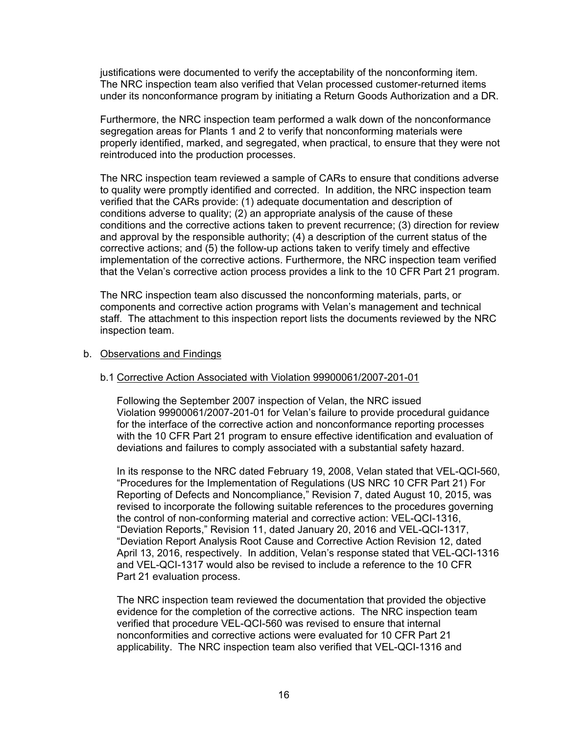justifications were documented to verify the acceptability of the nonconforming item. The NRC inspection team also verified that Velan processed customer-returned items under its nonconformance program by initiating a Return Goods Authorization and a DR.

Furthermore, the NRC inspection team performed a walk down of the nonconformance segregation areas for Plants 1 and 2 to verify that nonconforming materials were properly identified, marked, and segregated, when practical, to ensure that they were not reintroduced into the production processes.

The NRC inspection team reviewed a sample of CARs to ensure that conditions adverse to quality were promptly identified and corrected. In addition, the NRC inspection team verified that the CARs provide: (1) adequate documentation and description of conditions adverse to quality; (2) an appropriate analysis of the cause of these conditions and the corrective actions taken to prevent recurrence; (3) direction for review and approval by the responsible authority; (4) a description of the current status of the corrective actions; and (5) the follow-up actions taken to verify timely and effective implementation of the corrective actions. Furthermore, the NRC inspection team verified that the Velan's corrective action process provides a link to the 10 CFR Part 21 program.

The NRC inspection team also discussed the nonconforming materials, parts, or components and corrective action programs with Velan's management and technical staff. The attachment to this inspection report lists the documents reviewed by the NRC inspection team.

b. Observations and Findings

b.1 Corrective Action Associated with Violation 99900061/2007-201-01

Following the September 2007 inspection of Velan, the NRC issued Violation 99900061/2007-201-01 for Velan's failure to provide procedural guidance for the interface of the corrective action and nonconformance reporting processes with the 10 CFR Part 21 program to ensure effective identification and evaluation of deviations and failures to comply associated with a substantial safety hazard.

In its response to the NRC dated February 19, 2008, Velan stated that VEL-QCI-560, "Procedures for the Implementation of Regulations (US NRC 10 CFR Part 21) For Reporting of Defects and Noncompliance," Revision 7, dated August 10, 2015, was revised to incorporate the following suitable references to the procedures governing the control of non-conforming material and corrective action: VEL-QCI-1316, "Deviation Reports," Revision 11, dated January 20, 2016 and VEL-QCI-1317, "Deviation Report Analysis Root Cause and Corrective Action Revision 12, dated April 13, 2016, respectively. In addition, Velan's response stated that VEL-QCI-1316 and VEL-QCI-1317 would also be revised to include a reference to the 10 CFR Part 21 evaluation process.

The NRC inspection team reviewed the documentation that provided the objective evidence for the completion of the corrective actions. The NRC inspection team verified that procedure VEL-QCI-560 was revised to ensure that internal nonconformities and corrective actions were evaluated for 10 CFR Part 21 applicability. The NRC inspection team also verified that VEL-QCI-1316 and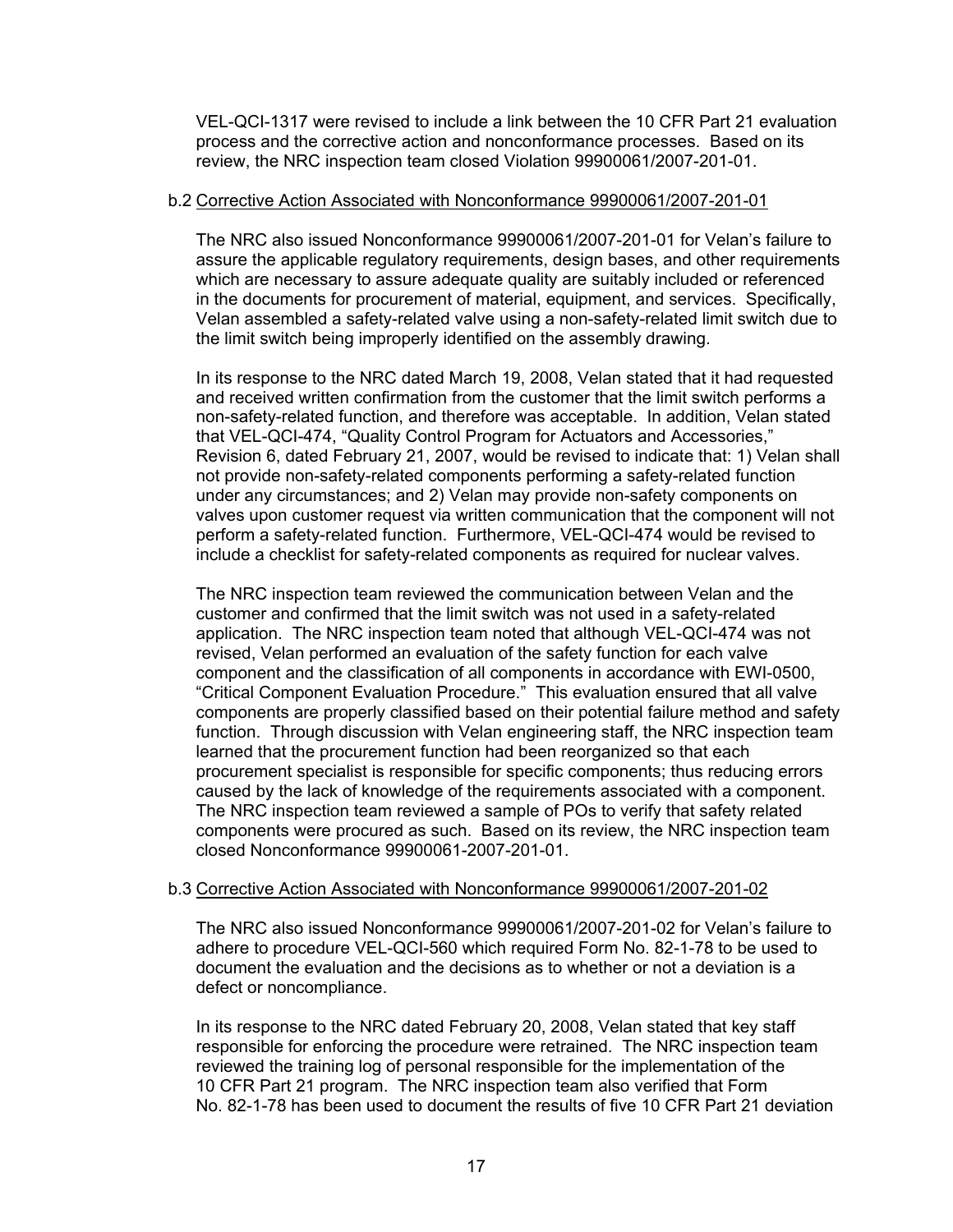VEL-QCI-1317 were revised to include a link between the 10 CFR Part 21 evaluation process and the corrective action and nonconformance processes. Based on its review, the NRC inspection team closed Violation 99900061/2007-201-01.

b.2 Corrective Action Associated with Nonconformance 99900061/2007-201-01

The NRC also issued Nonconformance 99900061/2007-201-01 for Velan's failure to assure the applicable regulatory requirements, design bases, and other requirements which are necessary to assure adequate quality are suitably included or referenced in the documents for procurement of material, equipment, and services. Specifically, Velan assembled a safety-related valve using a non-safety-related limit switch due to the limit switch being improperly identified on the assembly drawing.

In its response to the NRC dated March 19, 2008, Velan stated that it had requested and received written confirmation from the customer that the limit switch performs a non-safety-related function, and therefore was acceptable. In addition, Velan stated that VEL-QCI-474, "Quality Control Program for Actuators and Accessories," Revision 6, dated February 21, 2007, would be revised to indicate that: 1) Velan shall not provide non-safety-related components performing a safety-related function under any circumstances; and 2) Velan may provide non-safety components on valves upon customer request via written communication that the component will not perform a safety-related function. Furthermore, VEL-QCI-474 would be revised to include a checklist for safety-related components as required for nuclear valves.

The NRC inspection team reviewed the communication between Velan and the customer and confirmed that the limit switch was not used in a safety-related application. The NRC inspection team noted that although VEL-QCI-474 was not revised, Velan performed an evaluation of the safety function for each valve component and the classification of all components in accordance with EWI-0500, "Critical Component Evaluation Procedure." This evaluation ensured that all valve components are properly classified based on their potential failure method and safety function. Through discussion with Velan engineering staff, the NRC inspection team learned that the procurement function had been reorganized so that each procurement specialist is responsible for specific components; thus reducing errors caused by the lack of knowledge of the requirements associated with a component. The NRC inspection team reviewed a sample of POs to verify that safety related components were procured as such. Based on its review, the NRC inspection team closed Nonconformance 99900061-2007-201-01.

b.3 Corrective Action Associated with Nonconformance 99900061/2007-201-02

The NRC also issued Nonconformance 99900061/2007-201-02 for Velan's failure to adhere to procedure VEL-QCI-560 which required Form No. 82-1-78 to be used to document the evaluation and the decisions as to whether or not a deviation is a defect or noncompliance.

In its response to the NRC dated February 20, 2008, Velan stated that key staff responsible for enforcing the procedure were retrained. The NRC inspection team reviewed the training log of personal responsible for the implementation of the 10 CFR Part 21 program. The NRC inspection team also verified that Form No. 82-1-78 has been used to document the results of five 10 CFR Part 21 deviation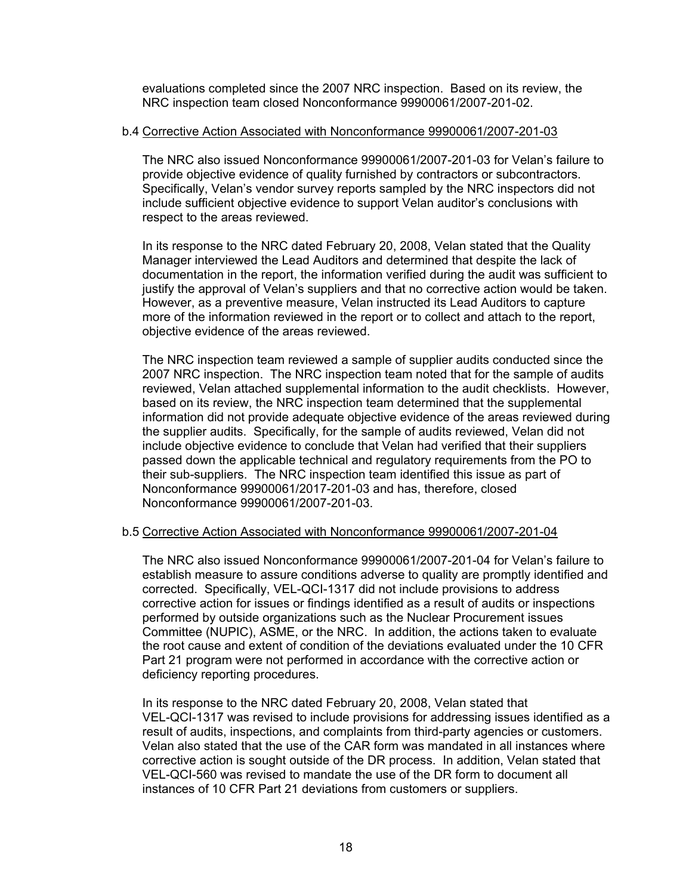evaluations completed since the 2007 NRC inspection. Based on its review, the NRC inspection team closed Nonconformance 99900061/2007-201-02.

b.4 Corrective Action Associated with Nonconformance 99900061/2007-201-03

The NRC also issued Nonconformance 99900061/2007-201-03 for Velan's failure to provide objective evidence of quality furnished by contractors or subcontractors. Specifically, Velan's vendor survey reports sampled by the NRC inspectors did not include sufficient objective evidence to support Velan auditor's conclusions with respect to the areas reviewed.

In its response to the NRC dated February 20, 2008, Velan stated that the Quality Manager interviewed the Lead Auditors and determined that despite the lack of documentation in the report, the information verified during the audit was sufficient to justify the approval of Velan's suppliers and that no corrective action would be taken. However, as a preventive measure, Velan instructed its Lead Auditors to capture more of the information reviewed in the report or to collect and attach to the report, objective evidence of the areas reviewed.

The NRC inspection team reviewed a sample of supplier audits conducted since the 2007 NRC inspection. The NRC inspection team noted that for the sample of audits reviewed, Velan attached supplemental information to the audit checklists. However, based on its review, the NRC inspection team determined that the supplemental information did not provide adequate objective evidence of the areas reviewed during the supplier audits. Specifically, for the sample of audits reviewed, Velan did not include objective evidence to conclude that Velan had verified that their suppliers passed down the applicable technical and regulatory requirements from the PO to their sub-suppliers. The NRC inspection team identified this issue as part of Nonconformance 99900061/2017-201-03 and has, therefore, closed Nonconformance 99900061/2007-201-03.

b.5 Corrective Action Associated with Nonconformance 99900061/2007-201-04

The NRC also issued Nonconformance 99900061/2007-201-04 for Velan's failure to establish measure to assure conditions adverse to quality are promptly identified and corrected. Specifically, VEL-QCI-1317 did not include provisions to address corrective action for issues or findings identified as a result of audits or inspections performed by outside organizations such as the Nuclear Procurement issues Committee (NUPIC), ASME, or the NRC. In addition, the actions taken to evaluate the root cause and extent of condition of the deviations evaluated under the 10 CFR Part 21 program were not performed in accordance with the corrective action or deficiency reporting procedures.

In its response to the NRC dated February 20, 2008, Velan stated that VEL-QCI-1317 was revised to include provisions for addressing issues identified as a result of audits, inspections, and complaints from third-party agencies or customers. Velan also stated that the use of the CAR form was mandated in all instances where corrective action is sought outside of the DR process. In addition, Velan stated that VEL-QCI-560 was revised to mandate the use of the DR form to document all instances of 10 CFR Part 21 deviations from customers or suppliers.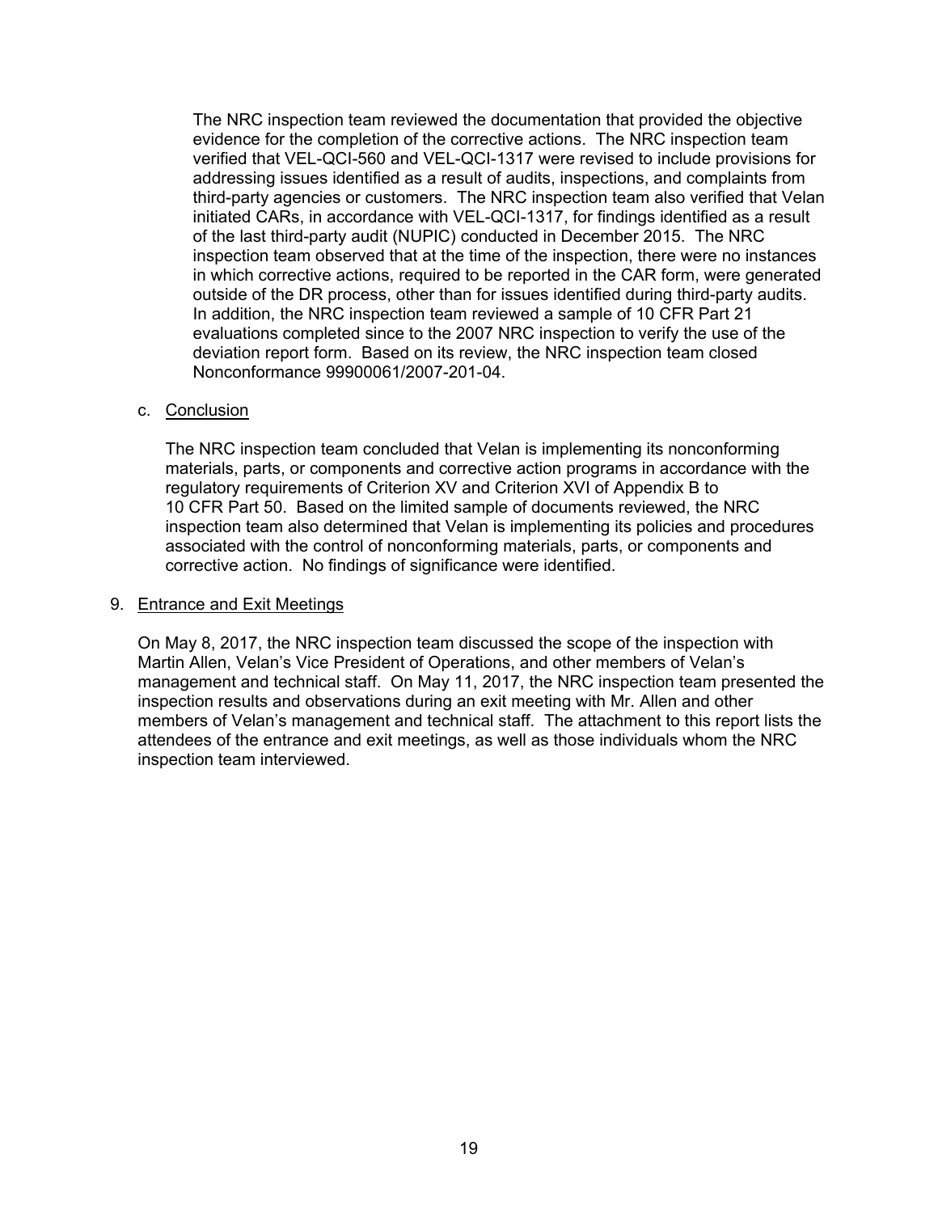The NRC inspection team reviewed the documentation that provided the objective evidence for the completion of the corrective actions. The NRC inspection team verified that VEL-QCI-560 and VEL-QCI-1317 were revised to include provisions for addressing issues identified as a result of audits, inspections, and complaints from third-party agencies or customers. The NRC inspection team also verified that Velan initiated CARs, in accordance with VEL-QCI-1317, for findings identified as a result of the last third-party audit (NUPIC) conducted in December 2015. The NRC inspection team observed that at the time of the inspection, there were no instances in which corrective actions, required to be reported in the CAR form, were generated outside of the DR process, other than for issues identified during third-party audits. In addition, the NRC inspection team reviewed a sample of 10 CFR Part 21 evaluations completed since to the 2007 NRC inspection to verify the use of the deviation report form. Based on its review, the NRC inspection team closed Nonconformance 99900061/2007-201-04.

c. Conclusion

The NRC inspection team concluded that Velan is implementing its nonconforming materials, parts, or components and corrective action programs in accordance with the regulatory requirements of Criterion XV and Criterion XVI of Appendix B to 10 CFR Part 50. Based on the limited sample of documents reviewed, the NRC inspection team also determined that Velan is implementing its policies and procedures associated with the control of nonconforming materials, parts, or components and corrective action. No findings of significance were identified.

## 9. Entrance and Exit Meetings

On May 8, 2017, the NRC inspection team discussed the scope of the inspection with Martin Allen, Velan's Vice President of Operations, and other members of Velan's management and technical staff. On May 11, 2017, the NRC inspection team presented the inspection results and observations during an exit meeting with Mr. Allen and other members of Velan's management and technical staff. The attachment to this report lists the attendees of the entrance and exit meetings, as well as those individuals whom the NRC inspection team interviewed.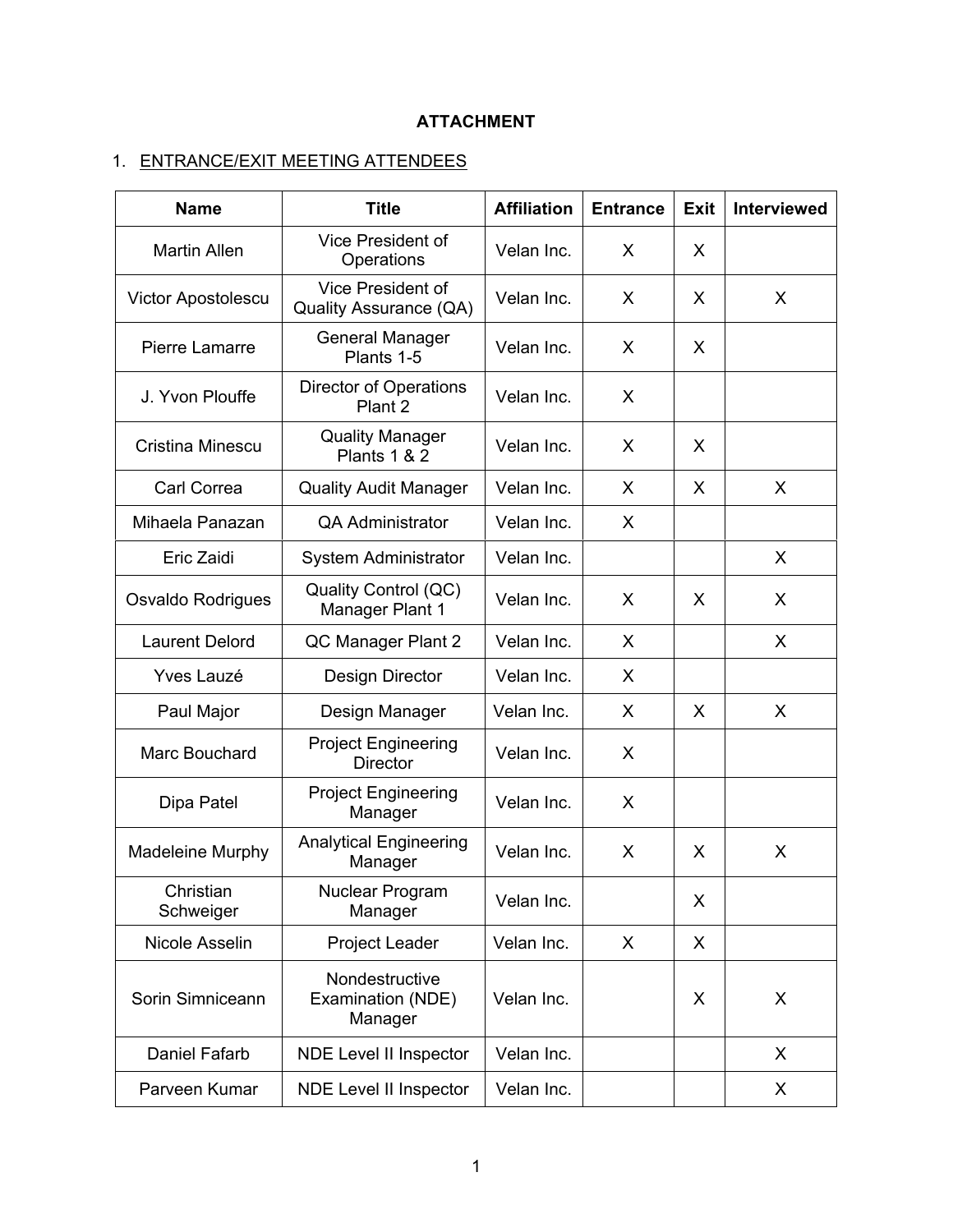**ATTACHMENT**

1. ENTRANCE/EXIT MEETING ATTENDEES

| Name | Title | Affiliation | Entrance | Exit | Interviewed |
|---|---|---|---|---|---|
| Martin Allen | Vice President of Operations | Velan Inc. | X | X | |
| Victor Apostolescu | Vice President of Quality Assurance (QA) | Velan Inc. | X | X | X |
| Pierre Lamarre | General Manager Plants 1-5 | Velan Inc. | X | X | |
| J. Yvon Plouffe | Director of Operations Plant 2 | Velan Inc. | X | | |
| Cristina Minescu | Quality Manager Plants 1 & 2 | Velan Inc. | X | X | |
| Carl Correa | Quality Audit Manager | Velan Inc. | X | X | X |
| Mihaela Panazan | QA Administrator | Velan Inc. | X | | |
| Eric Zaidi | System Administrator | Velan Inc. | | | X |
| Osvaldo Rodrigues | Quality Control (QC) Manager Plant 1 | Velan Inc. | X | X | X |
| Laurent Delord | QC Manager Plant 2 | Velan Inc. | X | | X |
| Yves Lauzé | Design Director | Velan Inc. | X | | |
| Paul Major | Design Manager | Velan Inc. | X | X | X |
| Marc Bouchard | Project Engineering Director | Velan Inc. | X | | |
| Dipa Patel | Project Engineering Manager | Velan Inc. | X | | |
| Madeleine Murphy | Analytical Engineering Manager | Velan Inc. | X | X | X |
| Christian Schweiger | Nuclear Program Manager | Velan Inc. | | X | |
| Nicole Asselin | Project Leader | Velan Inc. | X | X | |
| Sorin Simniceann | Nondestructive Examination (NDE) Manager | Velan Inc. | | X | X |
| Daniel Fafarb | NDE Level II Inspector | Velan Inc. | | | X |
| Parveen Kumar | NDE Level II Inspector | Velan Inc. | | | X |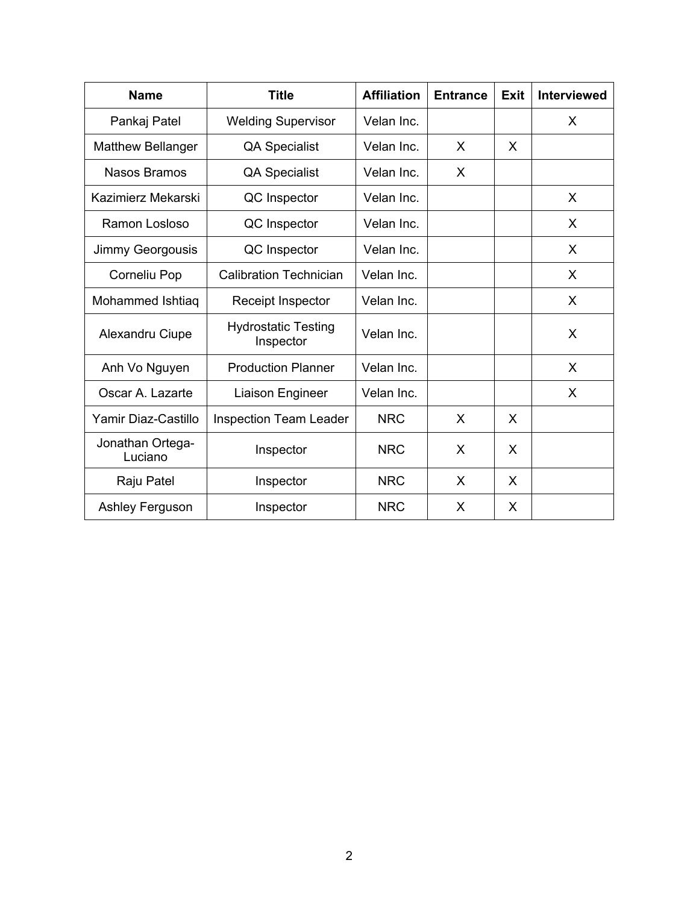| Name | Title | Affiliation | Entrance | Exit | Interviewed |
|---|---|---|---|---|---|
| Pankaj Patel | Welding Supervisor | Velan Inc. | | | X |
| Matthew Bellanger | QA Specialist | Velan Inc. | X | X | |
| Nasos Bramos | QA Specialist | Velan Inc. | X | | |
| Kazimierz Mekarski | QC Inspector | Velan Inc. | | | X |
| Ramon Losloso | QC Inspector | Velan Inc. | | | X |
| Jimmy Georgousis | QC Inspector | Velan Inc. | | | X |
| Corneliu Pop | Calibration Technician | Velan Inc. | | | X |
| Mohammed Ishtiaq | Receipt Inspector | Velan Inc. | | | X |
| Alexandru Ciupe | Hydrostatic Testing Inspector | Velan Inc. | | | X |
| Anh Vo Nguyen | Production Planner | Velan Inc. | | | X |
| Oscar A. Lazarte | Liaison Engineer | Velan Inc. | | | X |
| Yamir Diaz-Castillo | Inspection Team Leader | NRC | X | X | |
| Jonathan Ortega-Luciano | Inspector | NRC | X | X | |
| Raju Patel | Inspector | NRC | X | X | |
| Ashley Ferguson | Inspector | NRC | X | X | |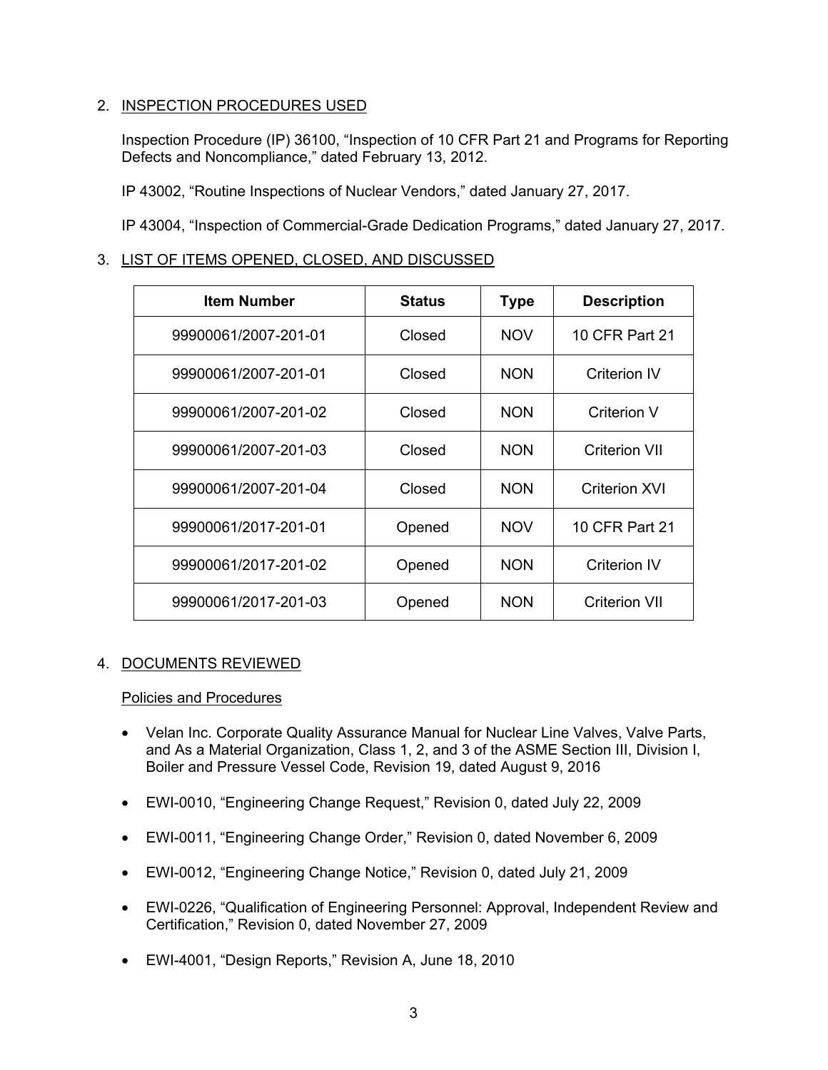## 2. INSPECTION PROCEDURES USED

Inspection Procedure (IP) 36100, "Inspection of 10 CFR Part 21 and Programs for Reporting Defects and Noncompliance," dated February 13, 2012.

IP 43002, "Routine Inspections of Nuclear Vendors," dated January 27, 2017.

IP 43004, "Inspection of Commercial-Grade Dedication Programs," dated January 27, 2017.

## 3. LIST OF ITEMS OPENED, CLOSED, AND DISCUSSED

| Item Number | Status | Type | Description |
|---|---|---|---|
| 99900061/2007-201-01 | Closed | NOV | 10 CFR Part 21 |
| 99900061/2007-201-01 | Closed | NON | Criterion IV |
| 99900061/2007-201-02 | Closed | NON | Criterion V |
| 99900061/2007-201-03 | Closed | NON | Criterion VII |
| 99900061/2007-201-04 | Closed | NON | Criterion XVI |
| 99900061/2017-201-01 | Opened | NOV | 10 CFR Part 21 |
| 99900061/2017-201-02 | Opened | NON | Criterion IV |
| 99900061/2017-201-03 | Opened | NON | Criterion VII |

## 4. DOCUMENTS REVIEWED

### Policies and Procedures

- Velan Inc. Corporate Quality Assurance Manual for Nuclear Line Valves, Valve Parts, and As a Material Organization, Class 1, 2, and 3 of the ASME Section III, Division I, Boiler and Pressure Vessel Code, Revision 19, dated August 9, 2016
- EWI-0010, "Engineering Change Request," Revision 0, dated July 22, 2009
- EWI-0011, "Engineering Change Order," Revision 0, dated November 6, 2009
- EWI-0012, "Engineering Change Notice," Revision 0, dated July 21, 2009
- EWI-0226, "Qualification of Engineering Personnel: Approval, Independent Review and Certification," Revision 0, dated November 27, 2009
- EWI-4001, "Design Reports," Revision A, June 18, 2010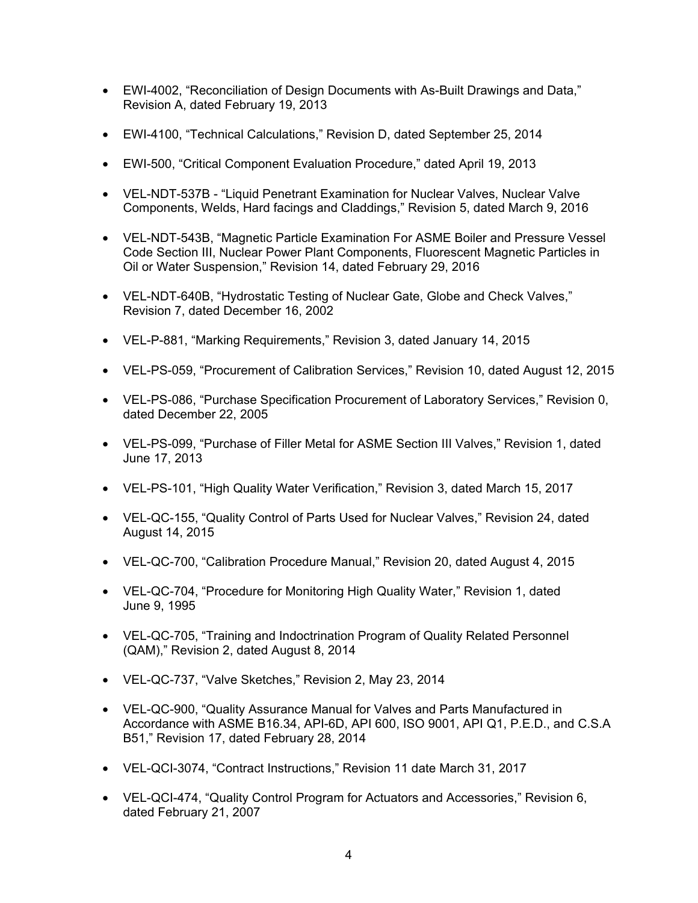- EWI-4002, “Reconciliation of Design Documents with As-Built Drawings and Data,” Revision A, dated February 19, 2013

- EWI-4100, “Technical Calculations,” Revision D, dated September 25, 2014

- EWI-500, “Critical Component Evaluation Procedure,” dated April 19, 2013

- VEL-NDT-537B - “Liquid Penetrant Examination for Nuclear Valves, Nuclear Valve Components, Welds, Hard facings and Claddings,” Revision 5, dated March 9, 2016

- VEL-NDT-543B, “Magnetic Particle Examination For ASME Boiler and Pressure Vessel Code Section III, Nuclear Power Plant Components, Fluorescent Magnetic Particles in Oil or Water Suspension,” Revision 14, dated February 29, 2016

- VEL-NDT-640B, “Hydrostatic Testing of Nuclear Gate, Globe and Check Valves,” Revision 7, dated December 16, 2002

- VEL-P-881, “Marking Requirements,” Revision 3, dated January 14, 2015

- VEL-PS-059, “Procurement of Calibration Services,” Revision 10, dated August 12, 2015

- VEL-PS-086, “Purchase Specification Procurement of Laboratory Services,” Revision 0, dated December 22, 2005

- VEL-PS-099, “Purchase of Filler Metal for ASME Section III Valves,” Revision 1, dated June 17, 2013

- VEL-PS-101, “High Quality Water Verification,” Revision 3, dated March 15, 2017

- VEL-QC-155, “Quality Control of Parts Used for Nuclear Valves,” Revision 24, dated August 14, 2015

- VEL-QC-700, “Calibration Procedure Manual,” Revision 20, dated August 4, 2015

- VEL-QC-704, “Procedure for Monitoring High Quality Water,” Revision 1, dated June 9, 1995

- VEL-QC-705, “Training and Indoctrination Program of Quality Related Personnel (QAM),” Revision 2, dated August 8, 2014

- VEL-QC-737, “Valve Sketches,” Revision 2, May 23, 2014

- VEL-QC-900, “Quality Assurance Manual for Valves and Parts Manufactured in Accordance with ASME B16.34, API-6D, API 600, ISO 9001, API Q1, P.E.D., and C.S.A B51,” Revision 17, dated February 28, 2014

- VEL-QCI-3074, “Contract Instructions,” Revision 11 date March 31, 2017

- VEL-QCI-474, “Quality Control Program for Actuators and Accessories,” Revision 6, dated February 21, 2007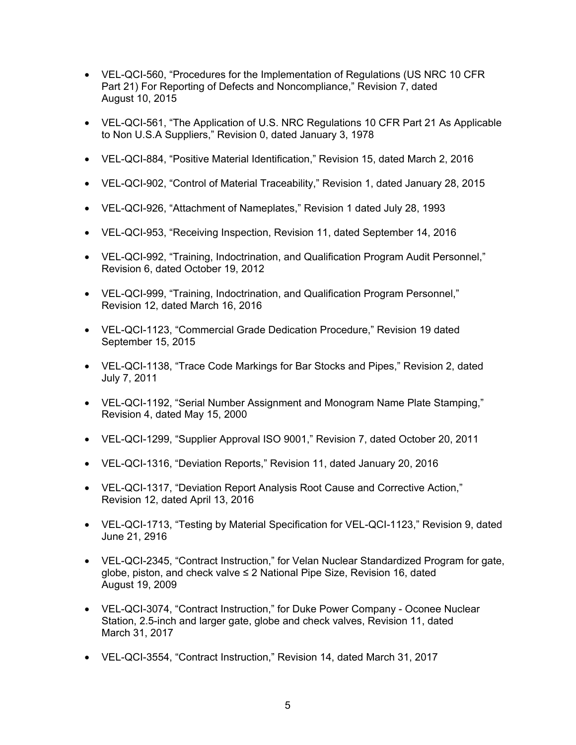- VEL-QCI-560, "Procedures for the Implementation of Regulations (US NRC 10 CFR Part 21) For Reporting of Defects and Noncompliance," Revision 7, dated August 10, 2015

- VEL-QCI-561, "The Application of U.S. NRC Regulations 10 CFR Part 21 As Applicable to Non U.S.A Suppliers," Revision 0, dated January 3, 1978

- VEL-QCI-884, "Positive Material Identification," Revision 15, dated March 2, 2016

- VEL-QCI-902, "Control of Material Traceability," Revision 1, dated January 28, 2015

- VEL-QCI-926, "Attachment of Nameplates," Revision 1 dated July 28, 1993

- VEL-QCI-953, "Receiving Inspection, Revision 11, dated September 14, 2016

- VEL-QCI-992, "Training, Indoctrination, and Qualification Program Audit Personnel," Revision 6, dated October 19, 2012

- VEL-QCI-999, "Training, Indoctrination, and Qualification Program Personnel," Revision 12, dated March 16, 2016

- VEL-QCI-1123, "Commercial Grade Dedication Procedure," Revision 19 dated September 15, 2015

- VEL-QCI-1138, "Trace Code Markings for Bar Stocks and Pipes," Revision 2, dated July 7, 2011

- VEL-QCI-1192, "Serial Number Assignment and Monogram Name Plate Stamping," Revision 4, dated May 15, 2000

- VEL-QCI-1299, "Supplier Approval ISO 9001," Revision 7, dated October 20, 2011

- VEL-QCI-1316, "Deviation Reports," Revision 11, dated January 20, 2016

- VEL-QCI-1317, "Deviation Report Analysis Root Cause and Corrective Action," Revision 12, dated April 13, 2016

- VEL-QCI-1713, "Testing by Material Specification for VEL-QCI-1123," Revision 9, dated June 21, 2916

- VEL-QCI-2345, "Contract Instruction," for Velan Nuclear Standardized Program for gate, globe, piston, and check valve ≤ 2 National Pipe Size, Revision 16, dated August 19, 2009

- VEL-QCI-3074, "Contract Instruction," for Duke Power Company - Oconee Nuclear Station, 2.5-inch and larger gate, globe and check valves, Revision 11, dated March 31, 2017

- VEL-QCI-3554, "Contract Instruction," Revision 14, dated March 31, 2017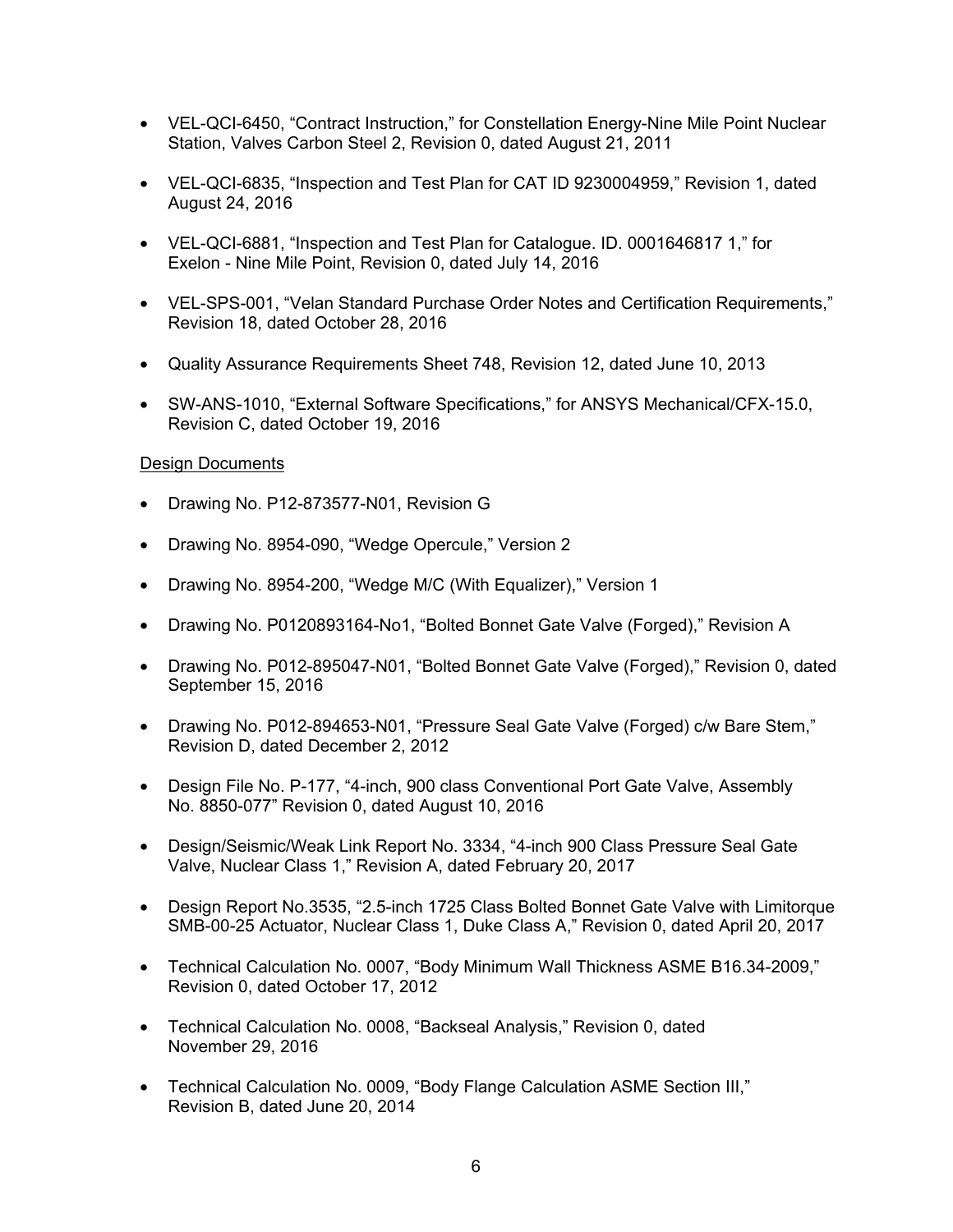- VEL-QCI-6450, "Contract Instruction," for Constellation Energy-Nine Mile Point Nuclear Station, Valves Carbon Steel 2, Revision 0, dated August 21, 2011

- VEL-QCI-6835, "Inspection and Test Plan for CAT ID 9230004959," Revision 1, dated August 24, 2016

- VEL-QCI-6881, "Inspection and Test Plan for Catalogue. ID. 0001646817 1," for Exelon - Nine Mile Point, Revision 0, dated July 14, 2016

- VEL-SPS-001, "Velan Standard Purchase Order Notes and Certification Requirements," Revision 18, dated October 28, 2016

- Quality Assurance Requirements Sheet 748, Revision 12, dated June 10, 2013

- SW-ANS-1010, "External Software Specifications," for ANSYS Mechanical/CFX-15.0, Revision C, dated October 19, 2016

Design Documents

- Drawing No. P12-873577-N01, Revision G

- Drawing No. 8954-090, "Wedge Opercule," Version 2

- Drawing No. 8954-200, "Wedge M/C (With Equalizer)," Version 1

- Drawing No. P0120893164-No1, "Bolted Bonnet Gate Valve (Forged)," Revision A

- Drawing No. P012-895047-N01, "Bolted Bonnet Gate Valve (Forged)," Revision 0, dated September 15, 2016

- Drawing No. P012-894653-N01, "Pressure Seal Gate Valve (Forged) c/w Bare Stem," Revision D, dated December 2, 2012

- Design File No. P-177, "4-inch, 900 class Conventional Port Gate Valve, Assembly No. 8850-077" Revision 0, dated August 10, 2016

- Design/Seismic/Weak Link Report No. 3334, "4-inch 900 Class Pressure Seal Gate Valve, Nuclear Class 1," Revision A, dated February 20, 2017

- Design Report No.3535, "2.5-inch 1725 Class Bolted Bonnet Gate Valve with Limitorque SMB-00-25 Actuator, Nuclear Class 1, Duke Class A," Revision 0, dated April 20, 2017

- Technical Calculation No. 0007, "Body Minimum Wall Thickness ASME B16.34-2009," Revision 0, dated October 17, 2012

- Technical Calculation No. 0008, "Backseal Analysis," Revision 0, dated November 29, 2016

- Technical Calculation No. 0009, "Body Flange Calculation ASME Section III," Revision B, dated June 20, 2014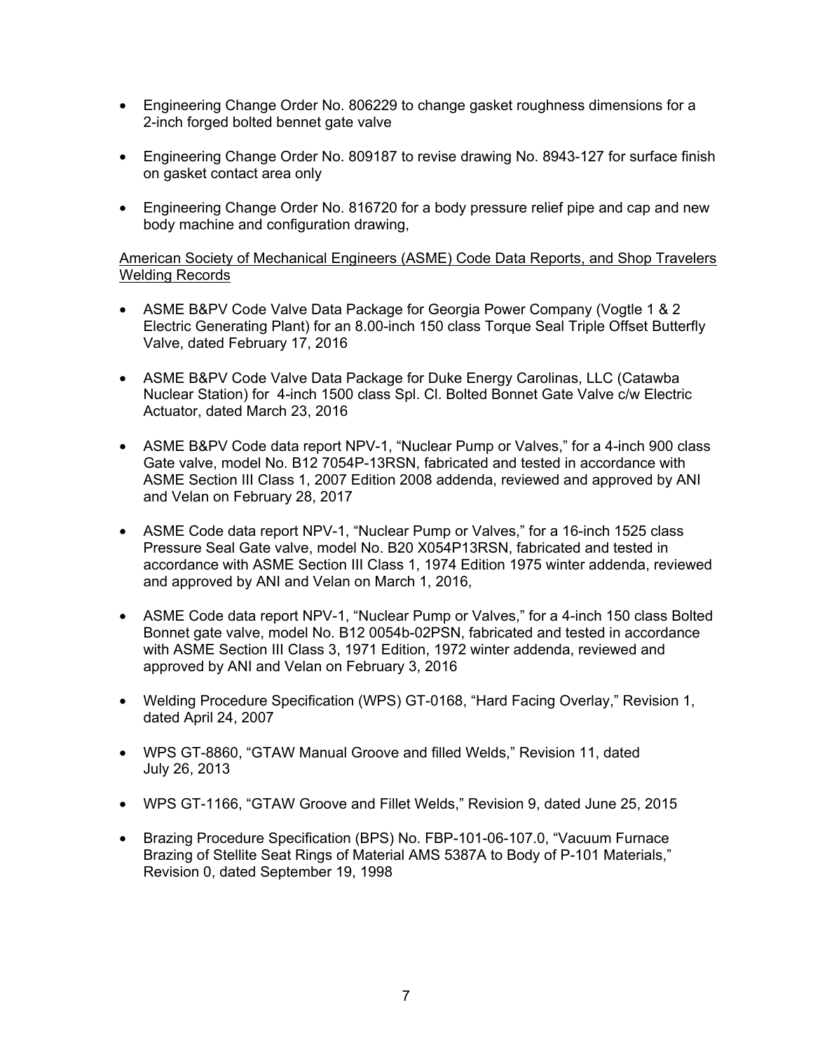- Engineering Change Order No. 806229 to change gasket roughness dimensions for a 2-inch forged bolted bennet gate valve

- Engineering Change Order No. 809187 to revise drawing No. 8943-127 for surface finish on gasket contact area only

- Engineering Change Order No. 816720 for a body pressure relief pipe and cap and new body machine and configuration drawing,

<u>American Society of Mechanical Engineers (ASME) Code Data Reports, and Shop Travelers Welding Records</u>

- ASME B&PV Code Valve Data Package for Georgia Power Company (Vogtle 1 & 2 Electric Generating Plant) for an 8.00-inch 150 class Torque Seal Triple Offset Butterfly Valve, dated February 17, 2016

- ASME B&PV Code Valve Data Package for Duke Energy Carolinas, LLC (Catawba Nuclear Station) for 4-inch 1500 class Spl. Cl. Bolted Bonnet Gate Valve c/w Electric Actuator, dated March 23, 2016

- ASME B&PV Code data report NPV-1, "Nuclear Pump or Valves," for a 4-inch 900 class Gate valve, model No. B12 7054P-13RSN, fabricated and tested in accordance with ASME Section III Class 1, 2007 Edition 2008 addenda, reviewed and approved by ANI and Velan on February 28, 2017

- ASME Code data report NPV-1, "Nuclear Pump or Valves," for a 16-inch 1525 class Pressure Seal Gate valve, model No. B20 X054P13RSN, fabricated and tested in accordance with ASME Section III Class 1, 1974 Edition 1975 winter addenda, reviewed and approved by ANI and Velan on March 1, 2016,

- ASME Code data report NPV-1, "Nuclear Pump or Valves," for a 4-inch 150 class Bolted Bonnet gate valve, model No. B12 0054b-02PSN, fabricated and tested in accordance with ASME Section III Class 3, 1971 Edition, 1972 winter addenda, reviewed and approved by ANI and Velan on February 3, 2016

- Welding Procedure Specification (WPS) GT-0168, "Hard Facing Overlay," Revision 1, dated April 24, 2007

- WPS GT-8860, "GTAW Manual Groove and filled Welds," Revision 11, dated July 26, 2013

- WPS GT-1166, "GTAW Groove and Fillet Welds," Revision 9, dated June 25, 2015

- Brazing Procedure Specification (BPS) No. FBP-101-06-107.0, "Vacuum Furnace Brazing of Stellite Seat Rings of Material AMS 5387A to Body of P-101 Materials," Revision 0, dated September 19, 1998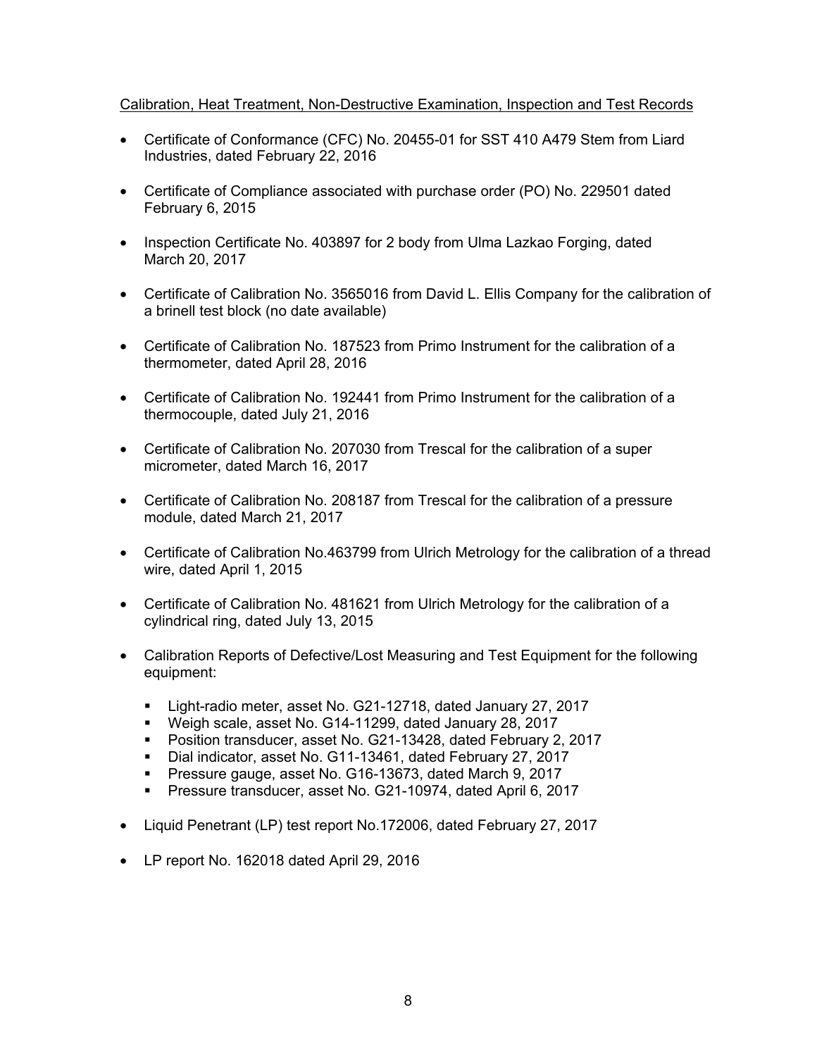Calibration, Heat Treatment, Non-Destructive Examination, Inspection and Test Records

- Certificate of Conformance (CFC) No. 20455-01 for SST 410 A479 Stem from Liard Industries, dated February 22, 2016
- Certificate of Compliance associated with purchase order (PO) No. 229501 dated February 6, 2015
- Inspection Certificate No. 403897 for 2 body from Ulma Lazkao Forging, dated March 20, 2017
- Certificate of Calibration No. 3565016 from David L. Ellis Company for the calibration of a brinell test block (no date available)
- Certificate of Calibration No. 187523 from Primo Instrument for the calibration of a thermometer, dated April 28, 2016
- Certificate of Calibration No. 192441 from Primo Instrument for the calibration of a thermocouple, dated July 21, 2016
- Certificate of Calibration No. 207030 from Trescal for the calibration of a super micrometer, dated March 16, 2017
- Certificate of Calibration No. 208187 from Trescal for the calibration of a pressure module, dated March 21, 2017
- Certificate of Calibration No.463799 from Ulrich Metrology for the calibration of a thread wire, dated April 1, 2015
- Certificate of Calibration No. 481621 from Ulrich Metrology for the calibration of a cylindrical ring, dated July 13, 2015
- Calibration Reports of Defective/Lost Measuring and Test Equipment for the following equipment:
  - Light-radio meter, asset No. G21-12718, dated January 27, 2017
  - Weigh scale, asset No. G14-11299, dated January 28, 2017
  - Position transducer, asset No. G21-13428, dated February 2, 2017
  - Dial indicator, asset No. G11-13461, dated February 27, 2017
  - Pressure gauge, asset No. G16-13673, dated March 9, 2017
  - Pressure transducer, asset No. G21-10974, dated April 6, 2017
- Liquid Penetrant (LP) test report No.172006, dated February 27, 2017
- LP report No. 162018 dated April 29, 2016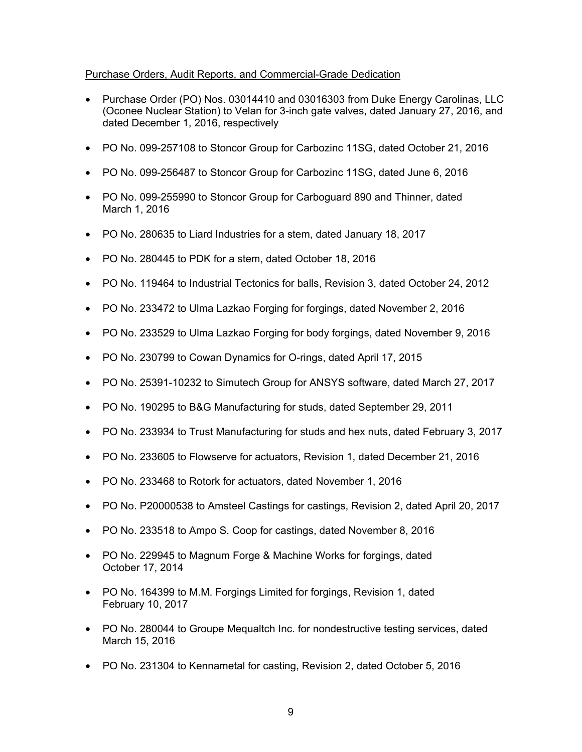Purchase Orders, Audit Reports, and Commercial-Grade Dedication

- Purchase Order (PO) Nos. 03014410 and 03016303 from Duke Energy Carolinas, LLC (Oconee Nuclear Station) to Velan for 3-inch gate valves, dated January 27, 2016, and dated December 1, 2016, respectively
- PO No. 099-257108 to Stoncor Group for Carbozinc 11SG, dated October 21, 2016
- PO No. 099-256487 to Stoncor Group for Carbozinc 11SG, dated June 6, 2016
- PO No. 099-255990 to Stoncor Group for Carboguard 890 and Thinner, dated March 1, 2016
- PO No. 280635 to Liard Industries for a stem, dated January 18, 2017
- PO No. 280445 to PDK for a stem, dated October 18, 2016
- PO No. 119464 to Industrial Tectonics for balls, Revision 3, dated October 24, 2012
- PO No. 233472 to Ulma Lazkao Forging for forgings, dated November 2, 2016
- PO No. 233529 to Ulma Lazkao Forging for body forgings, dated November 9, 2016
- PO No. 230799 to Cowan Dynamics for O-rings, dated April 17, 2015
- PO No. 25391-10232 to Simutech Group for ANSYS software, dated March 27, 2017
- PO No. 190295 to B&G Manufacturing for studs, dated September 29, 2011
- PO No. 233934 to Trust Manufacturing for studs and hex nuts, dated February 3, 2017
- PO No. 233605 to Flowserve for actuators, Revision 1, dated December 21, 2016
- PO No. 233468 to Rotork for actuators, dated November 1, 2016
- PO No. P20000538 to Amsteel Castings for castings, Revision 2, dated April 20, 2017
- PO No. 233518 to Ampo S. Coop for castings, dated November 8, 2016
- PO No. 229945 to Magnum Forge & Machine Works for forgings, dated October 17, 2014
- PO No. 164399 to M.M. Forgings Limited for forgings, Revision 1, dated February 10, 2017
- PO No. 280044 to Groupe Mequaltch Inc. for nondestructive testing services, dated March 15, 2016
- PO No. 231304 to Kennametal for casting, Revision 2, dated October 5, 2016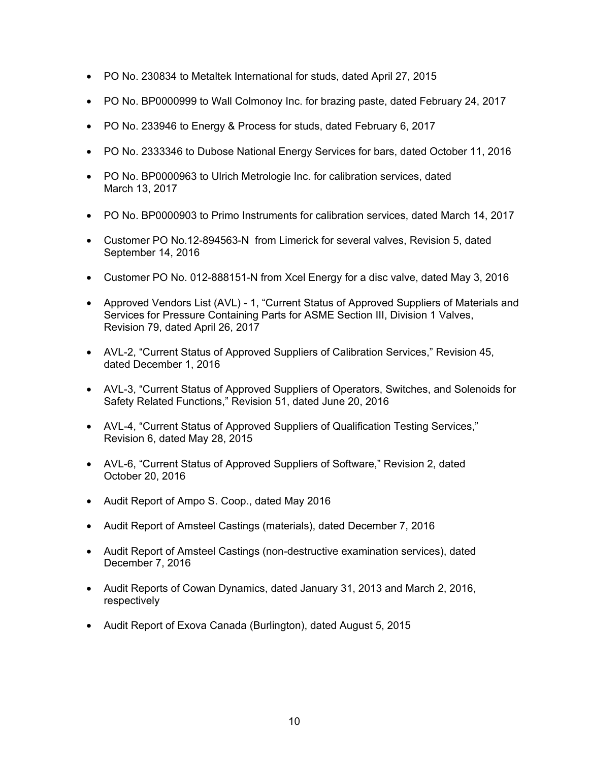- PO No. 230834 to Metaltek International for studs, dated April 27, 2015
- PO No. BP0000999 to Wall Colmonoy Inc. for brazing paste, dated February 24, 2017
- PO No. 233946 to Energy & Process for studs, dated February 6, 2017
- PO No. 2333346 to Dubose National Energy Services for bars, dated October 11, 2016
- PO No. BP0000963 to Ulrich Metrologie Inc. for calibration services, dated March 13, 2017
- PO No. BP0000903 to Primo Instruments for calibration services, dated March 14, 2017
- Customer PO No.12-894563-N from Limerick for several valves, Revision 5, dated September 14, 2016
- Customer PO No. 012-888151-N from Xcel Energy for a disc valve, dated May 3, 2016
- Approved Vendors List (AVL) - 1, "Current Status of Approved Suppliers of Materials and Services for Pressure Containing Parts for ASME Section III, Division 1 Valves, Revision 79, dated April 26, 2017
- AVL-2, "Current Status of Approved Suppliers of Calibration Services," Revision 45, dated December 1, 2016
- AVL-3, "Current Status of Approved Suppliers of Operators, Switches, and Solenoids for Safety Related Functions," Revision 51, dated June 20, 2016
- AVL-4, "Current Status of Approved Suppliers of Qualification Testing Services," Revision 6, dated May 28, 2015
- AVL-6, "Current Status of Approved Suppliers of Software," Revision 2, dated October 20, 2016
- Audit Report of Ampo S. Coop., dated May 2016
- Audit Report of Amsteel Castings (materials), dated December 7, 2016
- Audit Report of Amsteel Castings (non-destructive examination services), dated December 7, 2016
- Audit Reports of Cowan Dynamics, dated January 31, 2013 and March 2, 2016, respectively
- Audit Report of Exova Canada (Burlington), dated August 5, 2015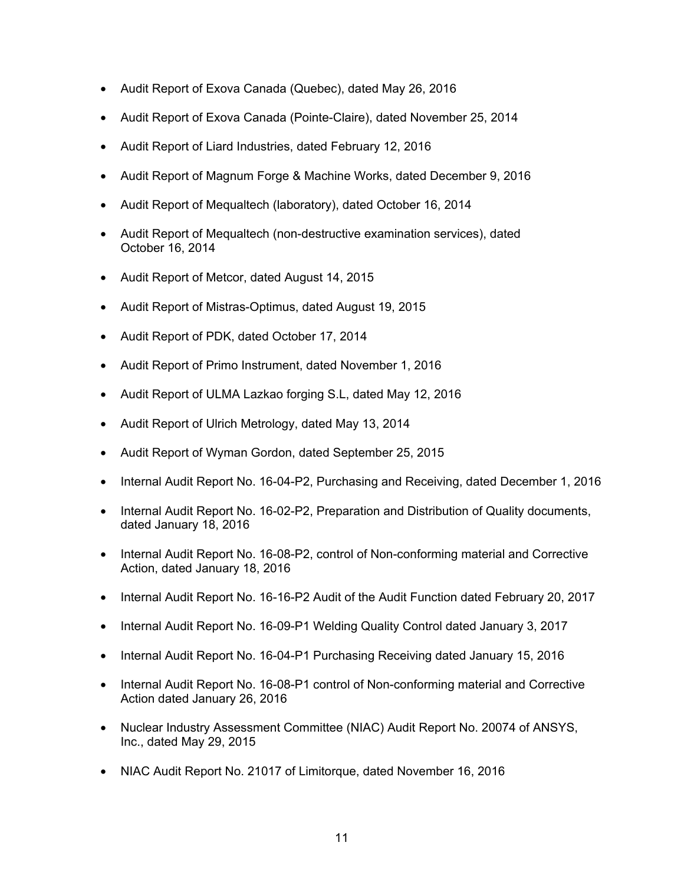- Audit Report of Exova Canada (Quebec), dated May 26, 2016
- Audit Report of Exova Canada (Pointe-Claire), dated November 25, 2014
- Audit Report of Liard Industries, dated February 12, 2016
- Audit Report of Magnum Forge & Machine Works, dated December 9, 2016
- Audit Report of Mequaltech (laboratory), dated October 16, 2014
- Audit Report of Mequaltech (non-destructive examination services), dated October 16, 2014
- Audit Report of Metcor, dated August 14, 2015
- Audit Report of Mistras-Optimus, dated August 19, 2015
- Audit Report of PDK, dated October 17, 2014
- Audit Report of Primo Instrument, dated November 1, 2016
- Audit Report of ULMA Lazkao forging S.L, dated May 12, 2016
- Audit Report of Ulrich Metrology, dated May 13, 2014
- Audit Report of Wyman Gordon, dated September 25, 2015
- Internal Audit Report No. 16-04-P2, Purchasing and Receiving, dated December 1, 2016
- Internal Audit Report No. 16-02-P2, Preparation and Distribution of Quality documents, dated January 18, 2016
- Internal Audit Report No. 16-08-P2, control of Non-conforming material and Corrective Action, dated January 18, 2016
- Internal Audit Report No. 16-16-P2 Audit of the Audit Function dated February 20, 2017
- Internal Audit Report No. 16-09-P1 Welding Quality Control dated January 3, 2017
- Internal Audit Report No. 16-04-P1 Purchasing Receiving dated January 15, 2016
- Internal Audit Report No. 16-08-P1 control of Non-conforming material and Corrective Action dated January 26, 2016
- Nuclear Industry Assessment Committee (NIAC) Audit Report No. 20074 of ANSYS, Inc., dated May 29, 2015
- NIAC Audit Report No. 21017 of Limitorque, dated November 16, 2016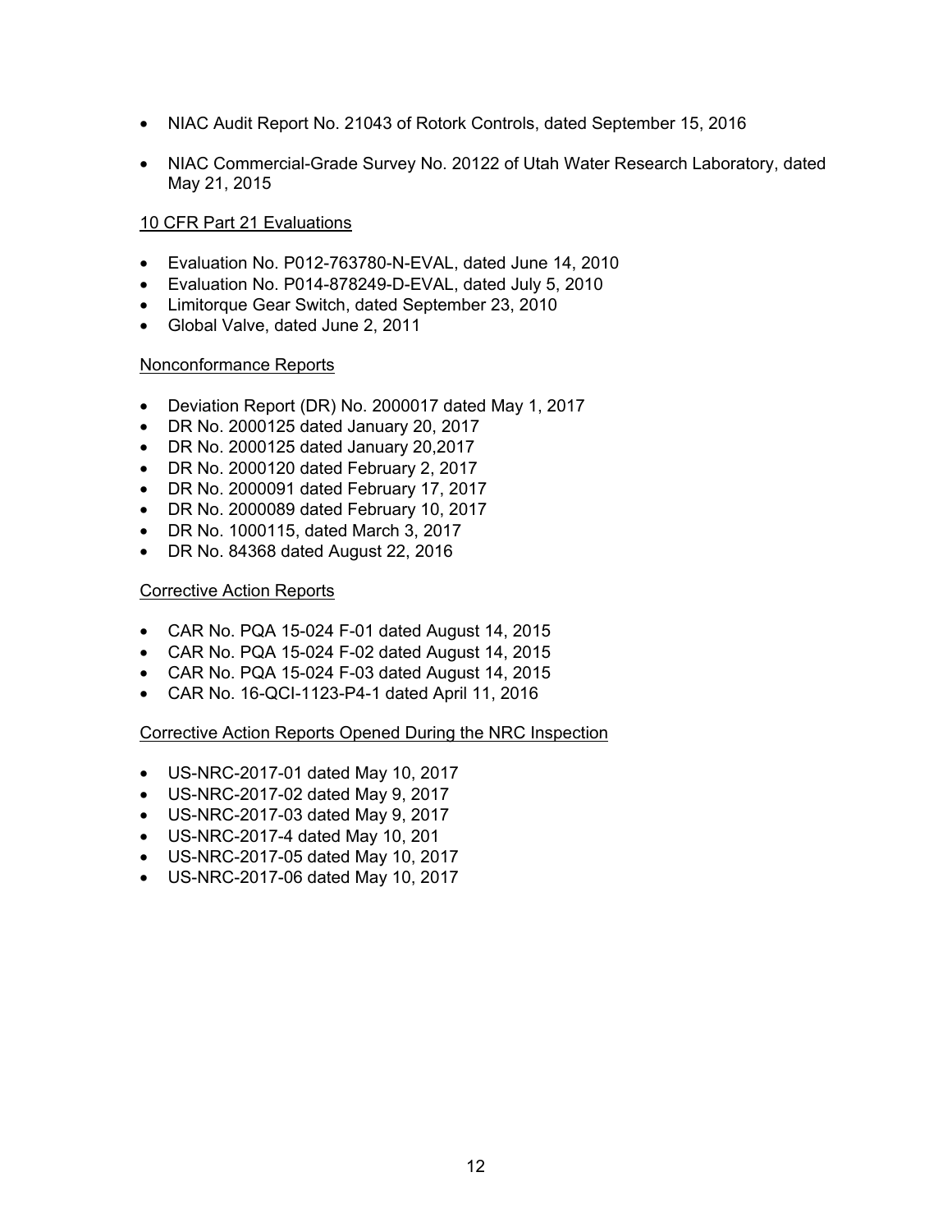- NIAC Audit Report No. 21043 of Rotork Controls, dated September 15, 2016
- NIAC Commercial-Grade Survey No. 20122 of Utah Water Research Laboratory, dated May 21, 2015

10 CFR Part 21 Evaluations

- Evaluation No. P012-763780-N-EVAL, dated June 14, 2010
- Evaluation No. P014-878249-D-EVAL, dated July 5, 2010
- Limitorque Gear Switch, dated September 23, 2010
- Global Valve, dated June 2, 2011

Nonconformance Reports

- Deviation Report (DR) No. 2000017 dated May 1, 2017
- DR No. 2000125 dated January 20, 2017
- DR No. 2000125 dated January 20,2017
- DR No. 2000120 dated February 2, 2017
- DR No. 2000091 dated February 17, 2017
- DR No. 2000089 dated February 10, 2017
- DR No. 1000115, dated March 3, 2017
- DR No. 84368 dated August 22, 2016

Corrective Action Reports

- CAR No. PQA 15-024 F-01 dated August 14, 2015
- CAR No. PQA 15-024 F-02 dated August 14, 2015
- CAR No. PQA 15-024 F-03 dated August 14, 2015
- CAR No. 16-QCI-1123-P4-1 dated April 11, 2016

Corrective Action Reports Opened During the NRC Inspection

- US-NRC-2017-01 dated May 10, 2017
- US-NRC-2017-02 dated May 9, 2017
- US-NRC-2017-03 dated May 9, 2017
- US-NRC-2017-4 dated May 10, 201
- US-NRC-2017-05 dated May 10, 2017
- US-NRC-2017-06 dated May 10, 2017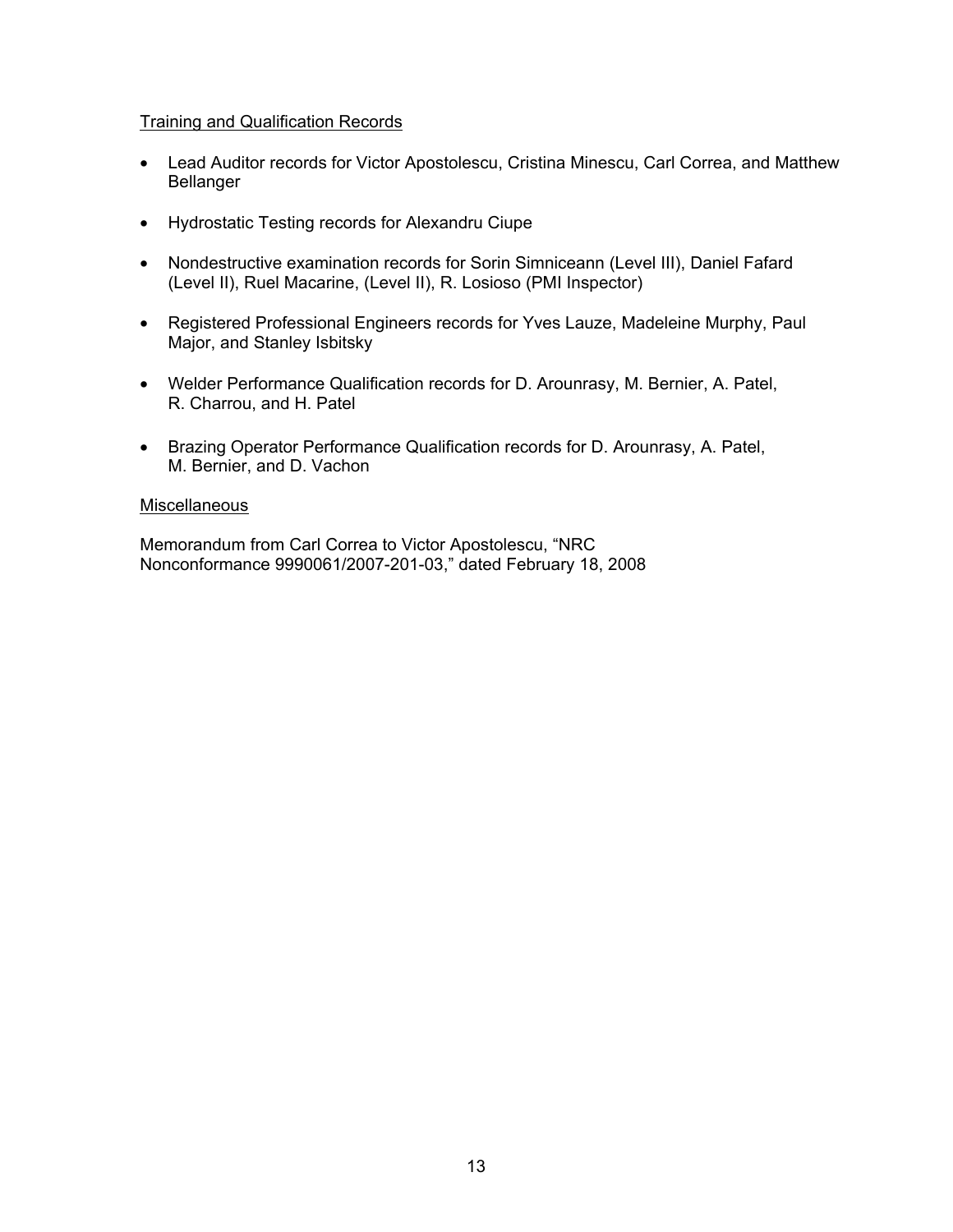Training and Qualification Records

- Lead Auditor records for Victor Apostolescu, Cristina Minescu, Carl Correa, and Matthew Bellanger
- Hydrostatic Testing records for Alexandru Ciupe
- Nondestructive examination records for Sorin Simniceann (Level III), Daniel Fafard (Level II), Ruel Macarine, (Level II), R. Losioso (PMI Inspector)
- Registered Professional Engineers records for Yves Lauze, Madeleine Murphy, Paul Major, and Stanley Isbitsky
- Welder Performance Qualification records for D. Arounrasy, M. Bernier, A. Patel, R. Charrou, and H. Patel
- Brazing Operator Performance Qualification records for D. Arounrasy, A. Patel, M. Bernier, and D. Vachon

Miscellaneous

Memorandum from Carl Correa to Victor Apostolescu, "NRC Nonconformance 9990061/2007-201-03," dated February 18, 2008